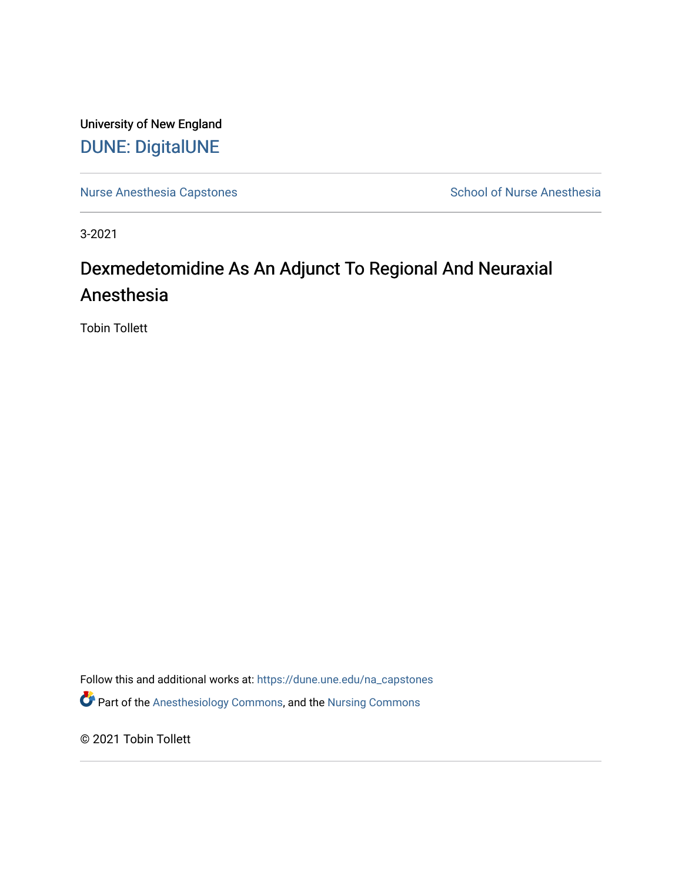University of New England

DUNE: DigitalUNE

Nurse Anesthesia Capstones

School of Nurse Anesthesia

3-2021

# Dexmedetomidine As An Adjunct To Regional And Neuraxial Anesthesia

Tobin Tollett

Follow this and additional works at: https://dune.une.edu/na_capstones

Part of the Anesthesiology Commons, and the Nursing Commons

© 2021 Tobin Tollett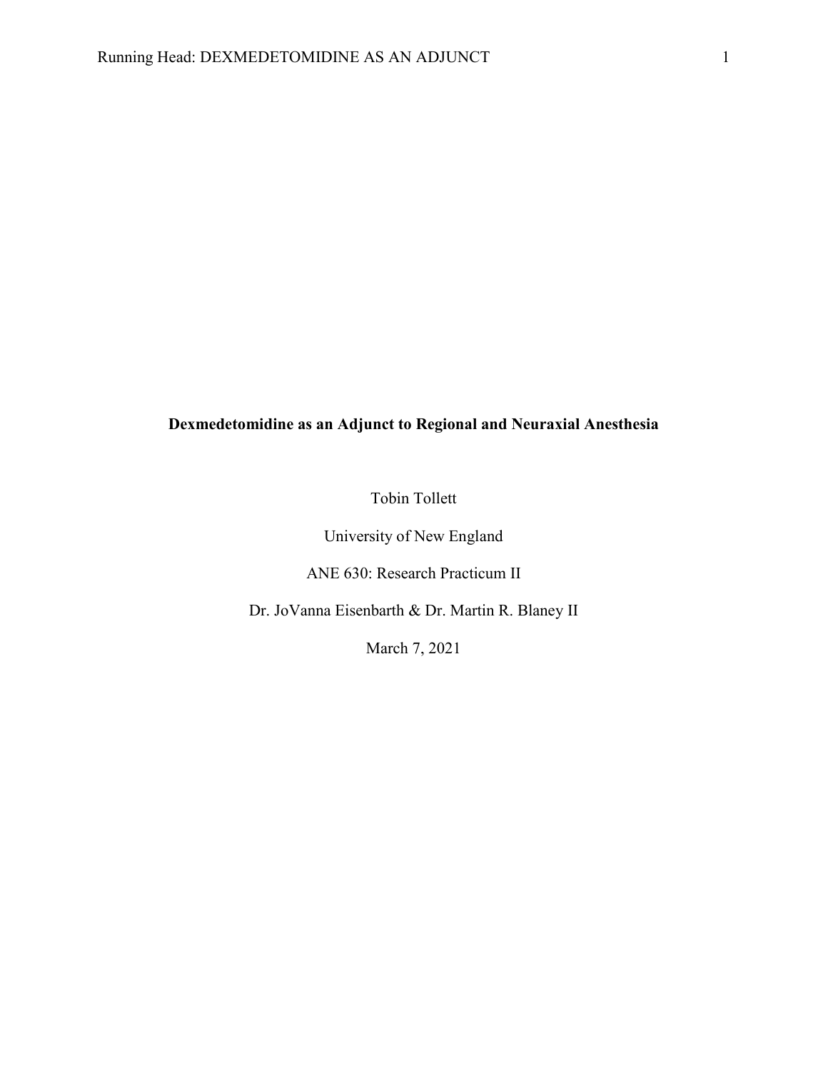**Dexmedetomidine as an Adjunct to Regional and Neuraxial Anesthesia**

Tobin Tollett

University of New England

ANE 630: Research Practicum II

Dr. JoVanna Eisenbarth & Dr. Martin R. Blaney II

March 7, 2021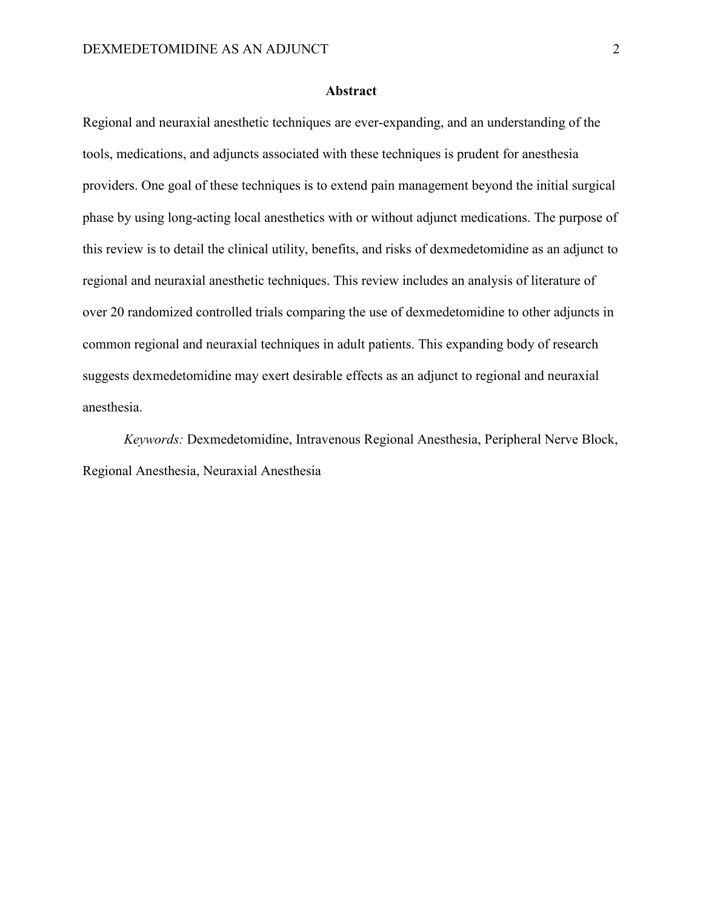## Abstract

Regional and neuraxial anesthetic techniques are ever-expanding, and an understanding of the tools, medications, and adjuncts associated with these techniques is prudent for anesthesia providers. One goal of these techniques is to extend pain management beyond the initial surgical phase by using long-acting local anesthetics with or without adjunct medications. The purpose of this review is to detail the clinical utility, benefits, and risks of dexmedetomidine as an adjunct to regional and neuraxial anesthetic techniques. This review includes an analysis of literature of over 20 randomized controlled trials comparing the use of dexmedetomidine to other adjuncts in common regional and neuraxial techniques in adult patients. This expanding body of research suggests dexmedetomidine may exert desirable effects as an adjunct to regional and neuraxial anesthesia.

*Keywords:* Dexmedetomidine, Intravenous Regional Anesthesia, Peripheral Nerve Block, Regional Anesthesia, Neuraxial Anesthesia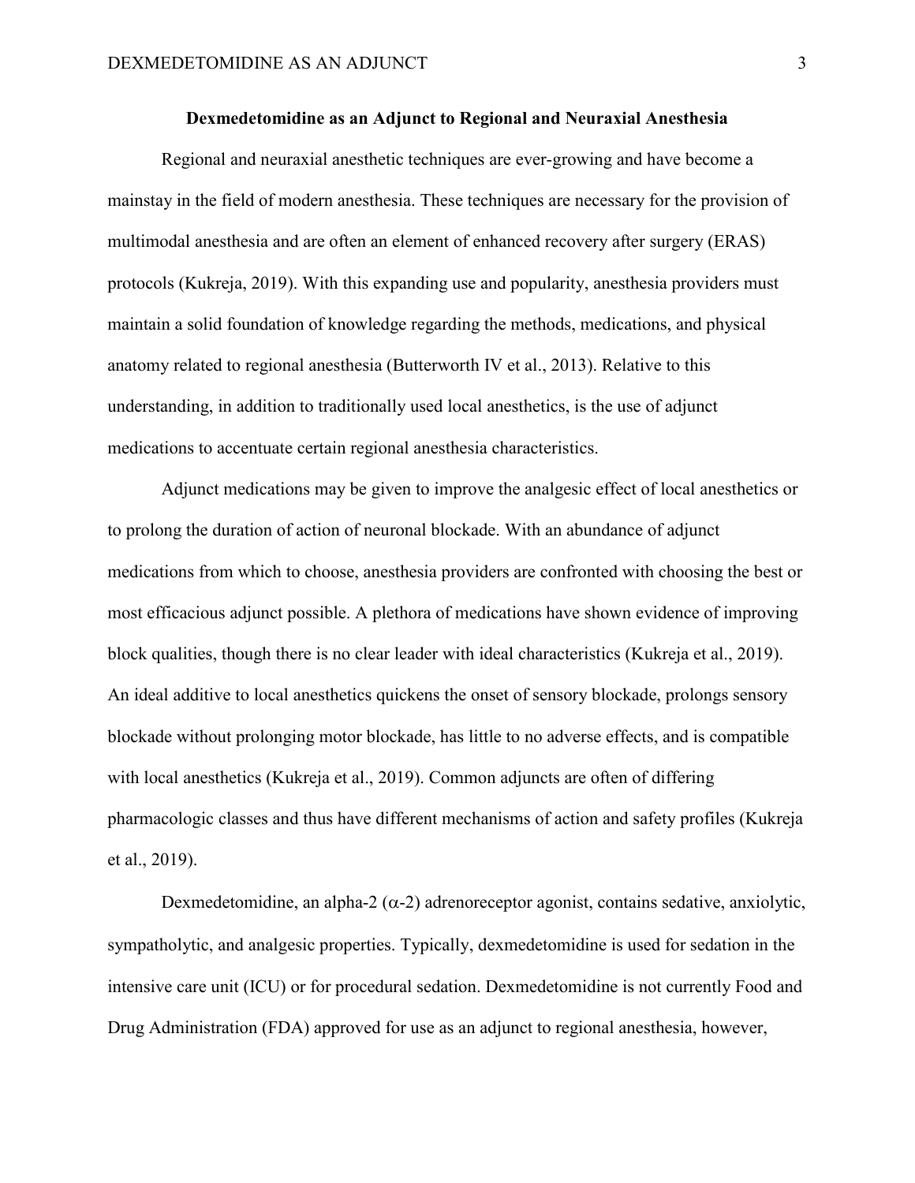# Dexmedetomidine as an Adjunct to Regional and Neuraxial Anesthesia

Regional and neuraxial anesthetic techniques are ever-growing and have become a mainstay in the field of modern anesthesia. These techniques are necessary for the provision of multimodal anesthesia and are often an element of enhanced recovery after surgery (ERAS) protocols (Kukreja, 2019). With this expanding use and popularity, anesthesia providers must maintain a solid foundation of knowledge regarding the methods, medications, and physical anatomy related to regional anesthesia (Butterworth IV et al., 2013). Relative to this understanding, in addition to traditionally used local anesthetics, is the use of adjunct medications to accentuate certain regional anesthesia characteristics.

Adjunct medications may be given to improve the analgesic effect of local anesthetics or to prolong the duration of action of neuronal blockade. With an abundance of adjunct medications from which to choose, anesthesia providers are confronted with choosing the best or most efficacious adjunct possible. A plethora of medications have shown evidence of improving block qualities, though there is no clear leader with ideal characteristics (Kukreja et al., 2019). An ideal additive to local anesthetics quickens the onset of sensory blockade, prolongs sensory blockade without prolonging motor blockade, has little to no adverse effects, and is compatible with local anesthetics (Kukreja et al., 2019). Common adjuncts are often of differing pharmacologic classes and thus have different mechanisms of action and safety profiles (Kukreja et al., 2019).

Dexmedetomidine, an alpha-2 ($\alpha$-2) adrenoreceptor agonist, contains sedative, anxiolytic, sympatholytic, and analgesic properties. Typically, dexmedetomidine is used for sedation in the intensive care unit (ICU) or for procedural sedation. Dexmedetomidine is not currently Food and Drug Administration (FDA) approved for use as an adjunct to regional anesthesia, however,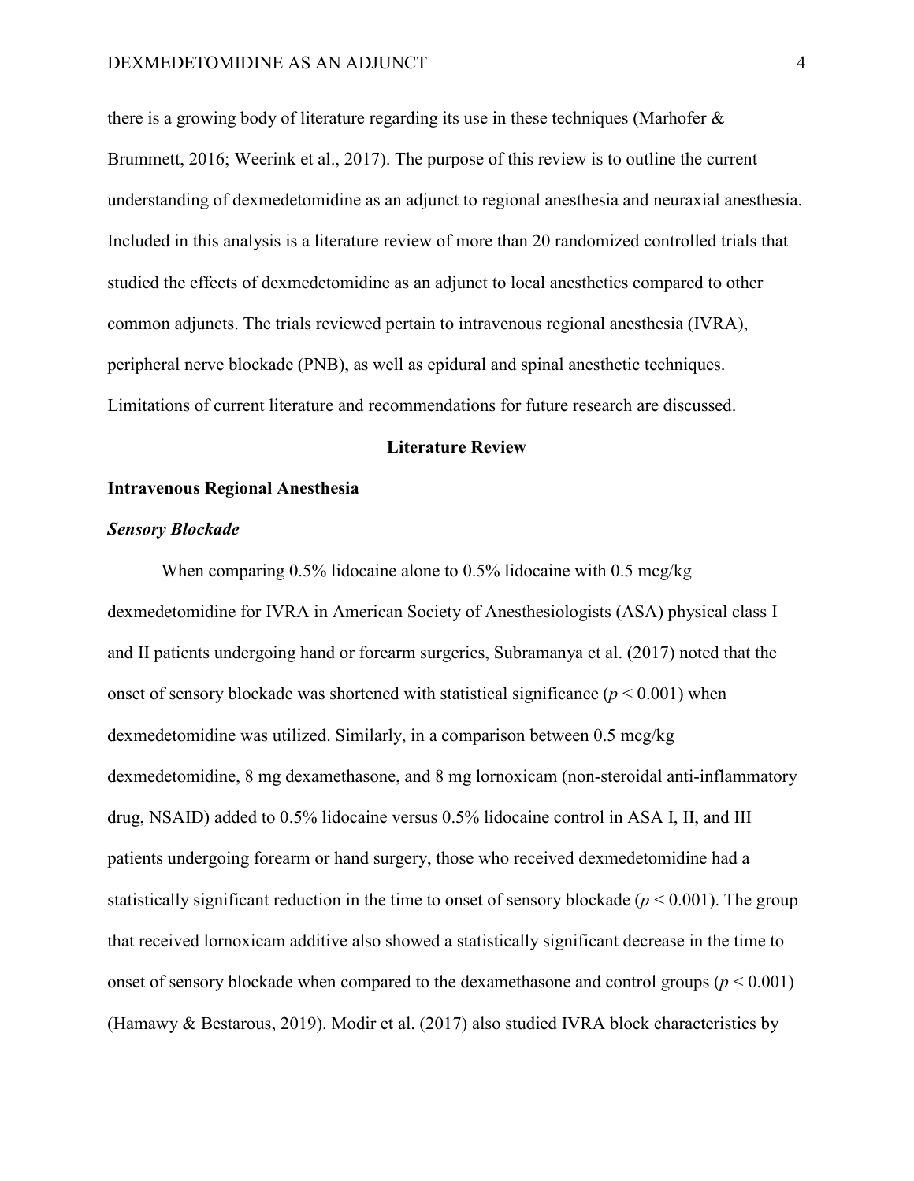there is a growing body of literature regarding its use in these techniques (Marhofer & Brummett, 2016; Weerink et al., 2017). The purpose of this review is to outline the current understanding of dexmedetomidine as an adjunct to regional anesthesia and neuraxial anesthesia. Included in this analysis is a literature review of more than 20 randomized controlled trials that studied the effects of dexmedetomidine as an adjunct to local anesthetics compared to other common adjuncts. The trials reviewed pertain to intravenous regional anesthesia (IVRA), peripheral nerve blockade (PNB), as well as epidural and spinal anesthetic techniques. Limitations of current literature and recommendations for future research are discussed.

## Literature Review

### Intravenous Regional Anesthesia

#### *Sensory Blockade*

When comparing 0.5% lidocaine alone to 0.5% lidocaine with 0.5 mcg/kg dexmedetomidine for IVRA in American Society of Anesthesiologists (ASA) physical class I and II patients undergoing hand or forearm surgeries, Subramanya et al. (2017) noted that the onset of sensory blockade was shortened with statistical significance ($p < 0.001$) when dexmedetomidine was utilized. Similarly, in a comparison between 0.5 mcg/kg dexmedetomidine, 8 mg dexamethasone, and 8 mg lornoxicam (non-steroidal anti-inflammatory drug, NSAID) added to 0.5% lidocaine versus 0.5% lidocaine control in ASA I, II, and III patients undergoing forearm or hand surgery, those who received dexmedetomidine had a statistically significant reduction in the time to onset of sensory blockade ($p < 0.001$). The group that received lornoxicam additive also showed a statistically significant decrease in the time to onset of sensory blockade when compared to the dexamethasone and control groups ($p < 0.001$) (Hamawy & Bestarous, 2019). Modir et al. (2017) also studied IVRA block characteristics by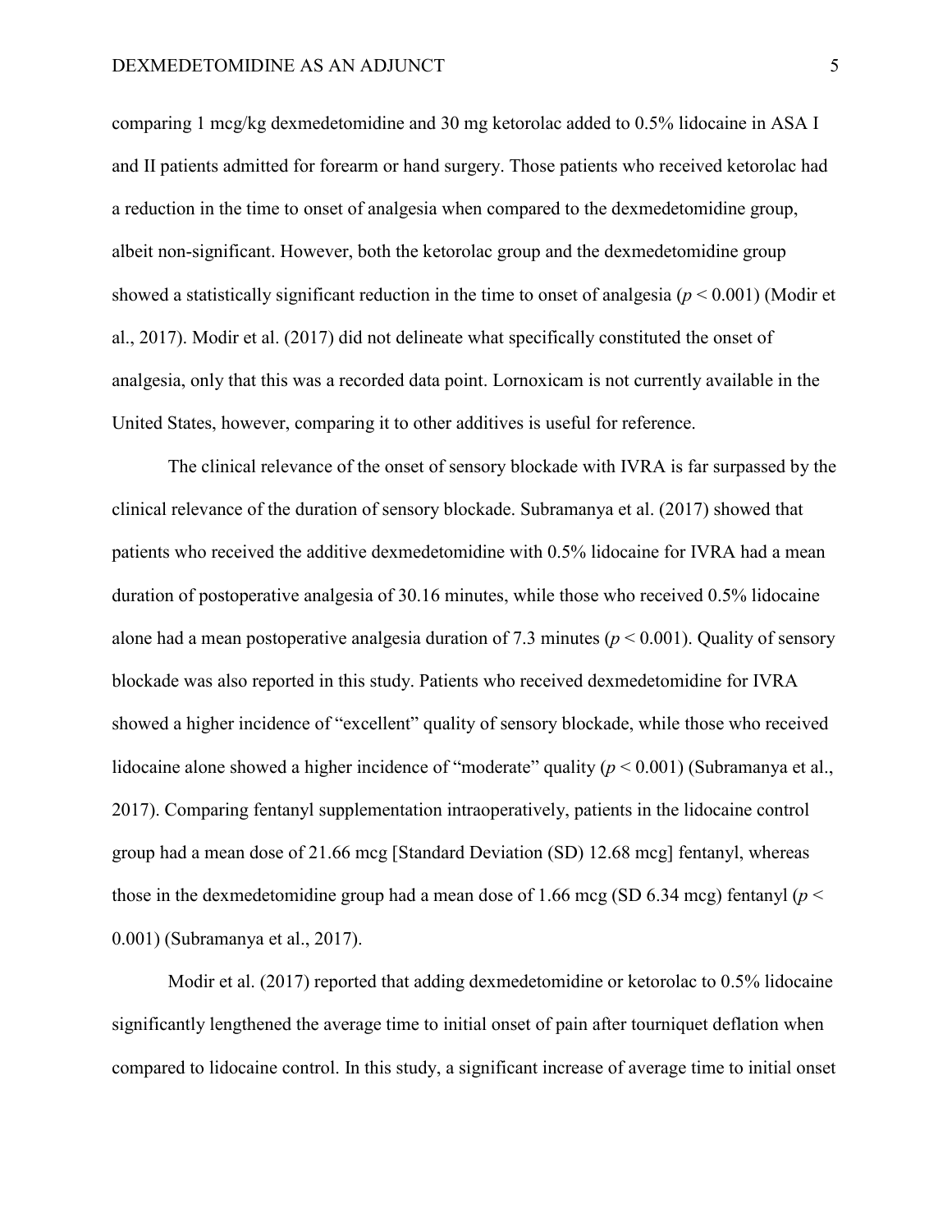comparing 1 mcg/kg dexmedetomidine and 30 mg ketorolac added to 0.5% lidocaine in ASA I and II patients admitted for forearm or hand surgery. Those patients who received ketorolac had a reduction in the time to onset of analgesia when compared to the dexmedetomidine group, albeit non-significant. However, both the ketorolac group and the dexmedetomidine group showed a statistically significant reduction in the time to onset of analgesia ($p < 0.001$) (Modir et al., 2017). Modir et al. (2017) did not delineate what specifically constituted the onset of analgesia, only that this was a recorded data point. Lornoxicam is not currently available in the United States, however, comparing it to other additives is useful for reference.

The clinical relevance of the onset of sensory blockade with IVRA is far surpassed by the clinical relevance of the duration of sensory blockade. Subramanya et al. (2017) showed that patients who received the additive dexmedetomidine with 0.5% lidocaine for IVRA had a mean duration of postoperative analgesia of 30.16 minutes, while those who received 0.5% lidocaine alone had a mean postoperative analgesia duration of 7.3 minutes ($p < 0.001$). Quality of sensory blockade was also reported in this study. Patients who received dexmedetomidine for IVRA showed a higher incidence of "excellent" quality of sensory blockade, while those who received lidocaine alone showed a higher incidence of "moderate" quality ($p < 0.001$) (Subramanya et al., 2017). Comparing fentanyl supplementation intraoperatively, patients in the lidocaine control group had a mean dose of 21.66 mcg [Standard Deviation (SD) 12.68 mcg] fentanyl, whereas those in the dexmedetomidine group had a mean dose of 1.66 mcg (SD 6.34 mcg) fentanyl ($p < 0.001$) (Subramanya et al., 2017).

Modir et al. (2017) reported that adding dexmedetomidine or ketorolac to 0.5% lidocaine significantly lengthened the average time to initial onset of pain after tourniquet deflation when compared to lidocaine control. In this study, a significant increase of average time to initial onset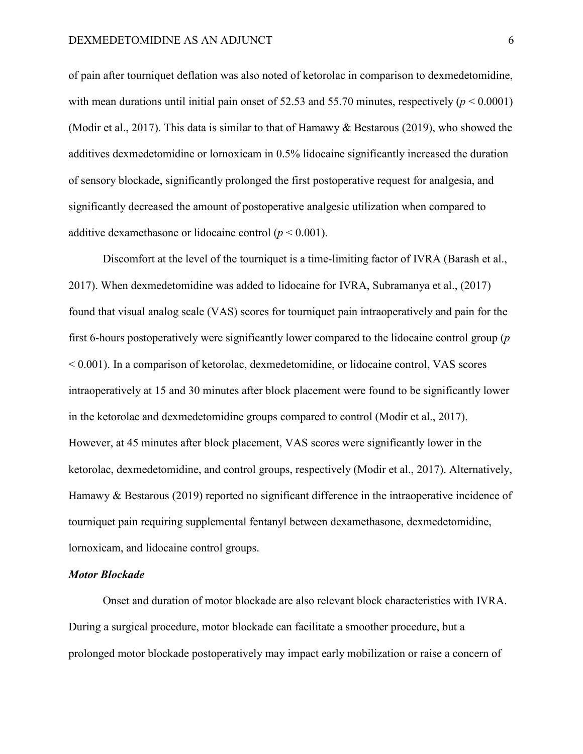of pain after tourniquet deflation was also noted of ketorolac in comparison to dexmedetomidine, with mean durations until initial pain onset of 52.53 and 55.70 minutes, respectively ($p < 0.0001$) (Modir et al., 2017). This data is similar to that of Hamawy & Bestarous (2019), who showed the additives dexmedetomidine or lornoxicam in 0.5% lidocaine significantly increased the duration of sensory blockade, significantly prolonged the first postoperative request for analgesia, and significantly decreased the amount of postoperative analgesic utilization when compared to additive dexamethasone or lidocaine control ($p < 0.001$).

Discomfort at the level of the tourniquet is a time-limiting factor of IVRA (Barash et al., 2017). When dexmedetomidine was added to lidocaine for IVRA, Subramanya et al., (2017) found that visual analog scale (VAS) scores for tourniquet pain intraoperatively and pain for the first 6-hours postoperatively were significantly lower compared to the lidocaine control group ($p < 0.001$). In a comparison of ketorolac, dexmedetomidine, or lidocaine control, VAS scores intraoperatively at 15 and 30 minutes after block placement were found to be significantly lower in the ketorolac and dexmedetomidine groups compared to control (Modir et al., 2017). However, at 45 minutes after block placement, VAS scores were significantly lower in the ketorolac, dexmedetomidine, and control groups, respectively (Modir et al., 2017). Alternatively, Hamawy & Bestarous (2019) reported no significant difference in the intraoperative incidence of tourniquet pain requiring supplemental fentanyl between dexamethasone, dexmedetomidine, lornoxicam, and lidocaine control groups.

***Motor Blockade***

Onset and duration of motor blockade are also relevant block characteristics with IVRA. During a surgical procedure, motor blockade can facilitate a smoother procedure, but a prolonged motor blockade postoperatively may impact early mobilization or raise a concern of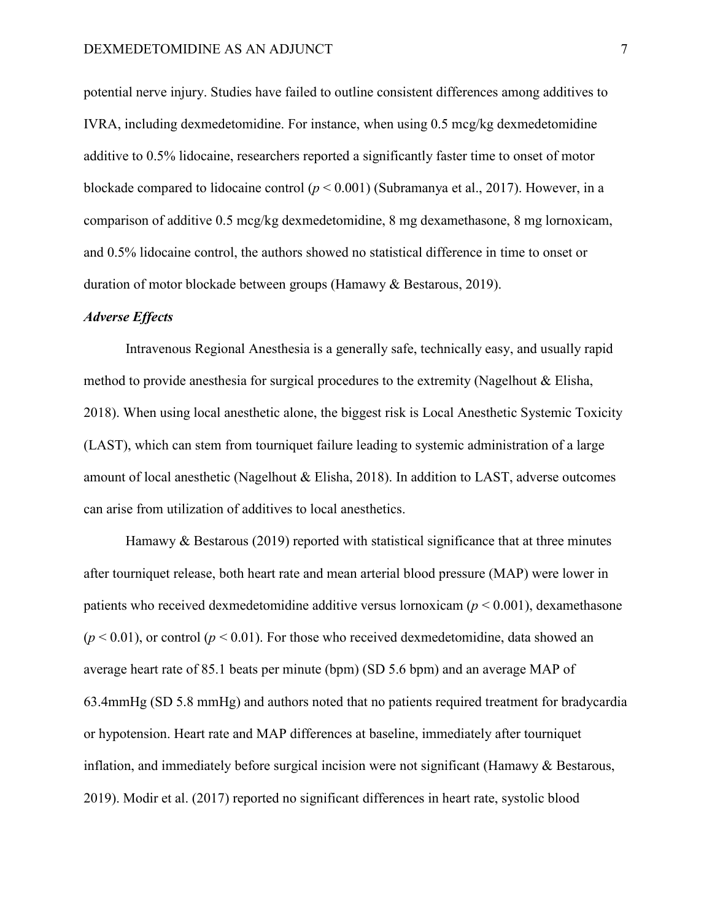potential nerve injury. Studies have failed to outline consistent differences among additives to IVRA, including dexmedetomidine. For instance, when using 0.5 mcg/kg dexmedetomidine additive to 0.5% lidocaine, researchers reported a significantly faster time to onset of motor blockade compared to lidocaine control ($p < 0.001$) (Subramanya et al., 2017). However, in a comparison of additive 0.5 mcg/kg dexmedetomidine, 8 mg dexamethasone, 8 mg lornoxicam, and 0.5% lidocaine control, the authors showed no statistical difference in time to onset or duration of motor blockade between groups (Hamawy & Bestarous, 2019).

### *Adverse Effects*

Intravenous Regional Anesthesia is a generally safe, technically easy, and usually rapid method to provide anesthesia for surgical procedures to the extremity (Nagelhout & Elisha, 2018). When using local anesthetic alone, the biggest risk is Local Anesthetic Systemic Toxicity (LAST), which can stem from tourniquet failure leading to systemic administration of a large amount of local anesthetic (Nagelhout & Elisha, 2018). In addition to LAST, adverse outcomes can arise from utilization of additives to local anesthetics.

Hamawy & Bestarous (2019) reported with statistical significance that at three minutes after tourniquet release, both heart rate and mean arterial blood pressure (MAP) were lower in patients who received dexmedetomidine additive versus lornoxicam ($p < 0.001$), dexamethasone ($p < 0.01$), or control ($p < 0.01$). For those who received dexmedetomidine, data showed an average heart rate of 85.1 beats per minute (bpm) (SD 5.6 bpm) and an average MAP of 63.4mmHg (SD 5.8 mmHg) and authors noted that no patients required treatment for bradycardia or hypotension. Heart rate and MAP differences at baseline, immediately after tourniquet inflation, and immediately before surgical incision were not significant (Hamawy & Bestarous, 2019). Modir et al. (2017) reported no significant differences in heart rate, systolic blood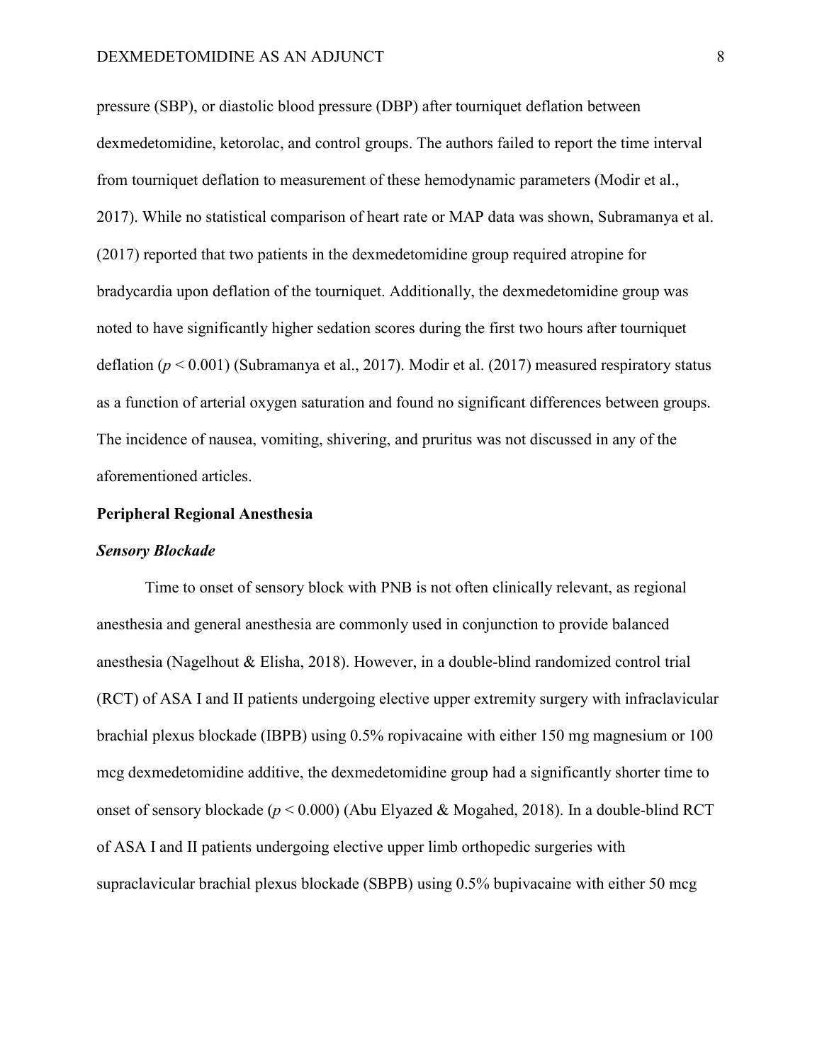pressure (SBP), or diastolic blood pressure (DBP) after tourniquet deflation between dexmedetomidine, ketorolac, and control groups. The authors failed to report the time interval from tourniquet deflation to measurement of these hemodynamic parameters (Modir et al., 2017). While no statistical comparison of heart rate or MAP data was shown, Subramanya et al. (2017) reported that two patients in the dexmedetomidine group required atropine for bradycardia upon deflation of the tourniquet. Additionally, the dexmedetomidine group was noted to have significantly higher sedation scores during the first two hours after tourniquet deflation ($p < 0.001$) (Subramanya et al., 2017). Modir et al. (2017) measured respiratory status as a function of arterial oxygen saturation and found no significant differences between groups. The incidence of nausea, vomiting, shivering, and pruritus was not discussed in any of the aforementioned articles.

## Peripheral Regional Anesthesia

### *Sensory Blockade*

Time to onset of sensory block with PNB is not often clinically relevant, as regional anesthesia and general anesthesia are commonly used in conjunction to provide balanced anesthesia (Nagelhout & Elisha, 2018). However, in a double-blind randomized control trial (RCT) of ASA I and II patients undergoing elective upper extremity surgery with infraclavicular brachial plexus blockade (IBPB) using 0.5% ropivacaine with either 150 mg magnesium or 100 mcg dexmedetomidine additive, the dexmedetomidine group had a significantly shorter time to onset of sensory blockade ($p < 0.000$) (Abu Elyazed & Mogahed, 2018). In a double-blind RCT of ASA I and II patients undergoing elective upper limb orthopedic surgeries with supraclavicular brachial plexus blockade (SBPB) using 0.5% bupivacaine with either 50 mcg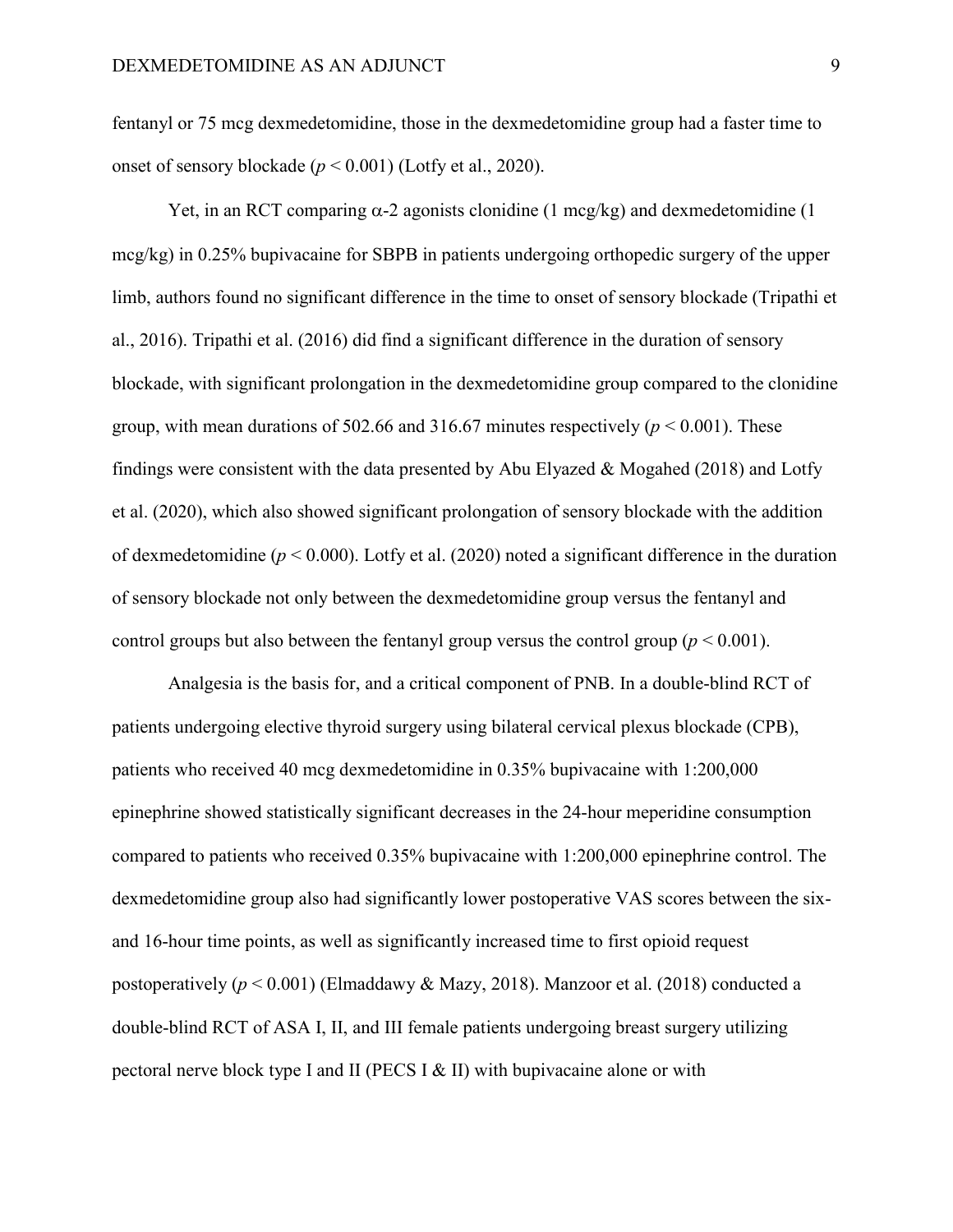fentanyl or 75 mcg dexmedetomidine, those in the dexmedetomidine group had a faster time to onset of sensory blockade ($p < 0.001$) (Lotfy et al., 2020).

Yet, in an RCT comparing α-2 agonists clonidine (1 mcg/kg) and dexmedetomidine (1 mcg/kg) in 0.25% bupivacaine for SBPB in patients undergoing orthopedic surgery of the upper limb, authors found no significant difference in the time to onset of sensory blockade (Tripathi et al., 2016). Tripathi et al. (2016) did find a significant difference in the duration of sensory blockade, with significant prolongation in the dexmedetomidine group compared to the clonidine group, with mean durations of 502.66 and 316.67 minutes respectively ($p < 0.001$). These findings were consistent with the data presented by Abu Elyazed & Mogahed (2018) and Lotfy et al. (2020), which also showed significant prolongation of sensory blockade with the addition of dexmedetomidine ($p < 0.000$). Lotfy et al. (2020) noted a significant difference in the duration of sensory blockade not only between the dexmedetomidine group versus the fentanyl and control groups but also between the fentanyl group versus the control group ($p < 0.001$).

Analgesia is the basis for, and a critical component of PNB. In a double-blind RCT of patients undergoing elective thyroid surgery using bilateral cervical plexus blockade (CPB), patients who received 40 mcg dexmedetomidine in 0.35% bupivacaine with 1:200,000 epinephrine showed statistically significant decreases in the 24-hour meperidine consumption compared to patients who received 0.35% bupivacaine with 1:200,000 epinephrine control. The dexmedetomidine group also had significantly lower postoperative VAS scores between the six- and 16-hour time points, as well as significantly increased time to first opioid request postoperatively ($p < 0.001$) (Elmaddawy & Mazy, 2018). Manzoor et al. (2018) conducted a double-blind RCT of ASA I, II, and III female patients undergoing breast surgery utilizing pectoral nerve block type I and II (PECS I & II) with bupivacaine alone or with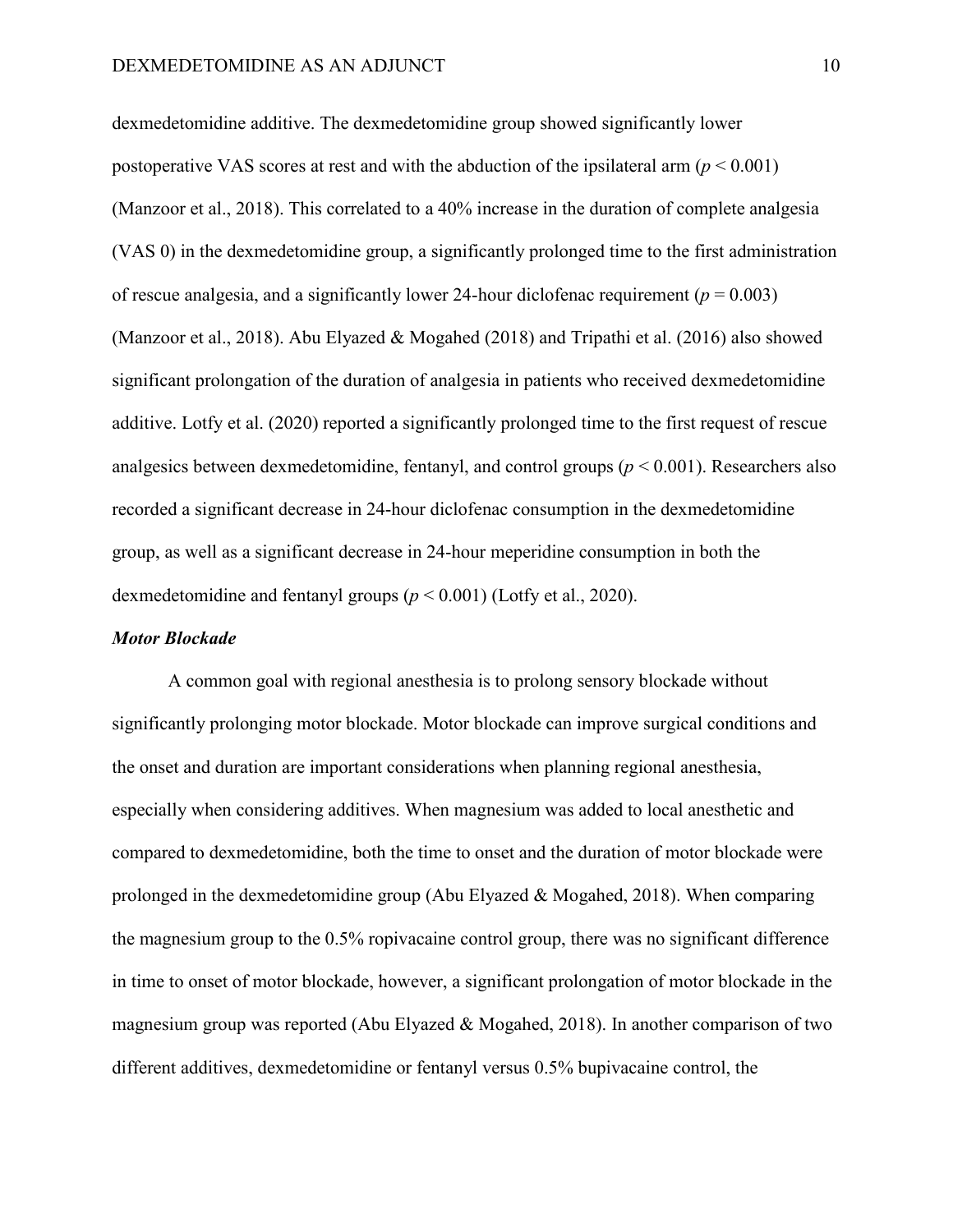dexmedetomidine additive. The dexmedetomidine group showed significantly lower postoperative VAS scores at rest and with the abduction of the ipsilateral arm ($p < 0.001$) (Manzoor et al., 2018). This correlated to a 40% increase in the duration of complete analgesia (VAS 0) in the dexmedetomidine group, a significantly prolonged time to the first administration of rescue analgesia, and a significantly lower 24-hour diclofenac requirement ($p = 0.003$) (Manzoor et al., 2018). Abu Elyazed & Mogahed (2018) and Tripathi et al. (2016) also showed significant prolongation of the duration of analgesia in patients who received dexmedetomidine additive. Lotfy et al. (2020) reported a significantly prolonged time to the first request of rescue analgesics between dexmedetomidine, fentanyl, and control groups ($p < 0.001$). Researchers also recorded a significant decrease in 24-hour diclofenac consumption in the dexmedetomidine group, as well as a significant decrease in 24-hour meperidine consumption in both the dexmedetomidine and fentanyl groups ($p < 0.001$) (Lotfy et al., 2020).

### *Motor Blockade*

A common goal with regional anesthesia is to prolong sensory blockade without significantly prolonging motor blockade. Motor blockade can improve surgical conditions and the onset and duration are important considerations when planning regional anesthesia, especially when considering additives. When magnesium was added to local anesthetic and compared to dexmedetomidine, both the time to onset and the duration of motor blockade were prolonged in the dexmedetomidine group (Abu Elyazed & Mogahed, 2018). When comparing the magnesium group to the 0.5% ropivacaine control group, there was no significant difference in time to onset of motor blockade, however, a significant prolongation of motor blockade in the magnesium group was reported (Abu Elyazed & Mogahed, 2018). In another comparison of two different additives, dexmedetomidine or fentanyl versus 0.5% bupivacaine control, the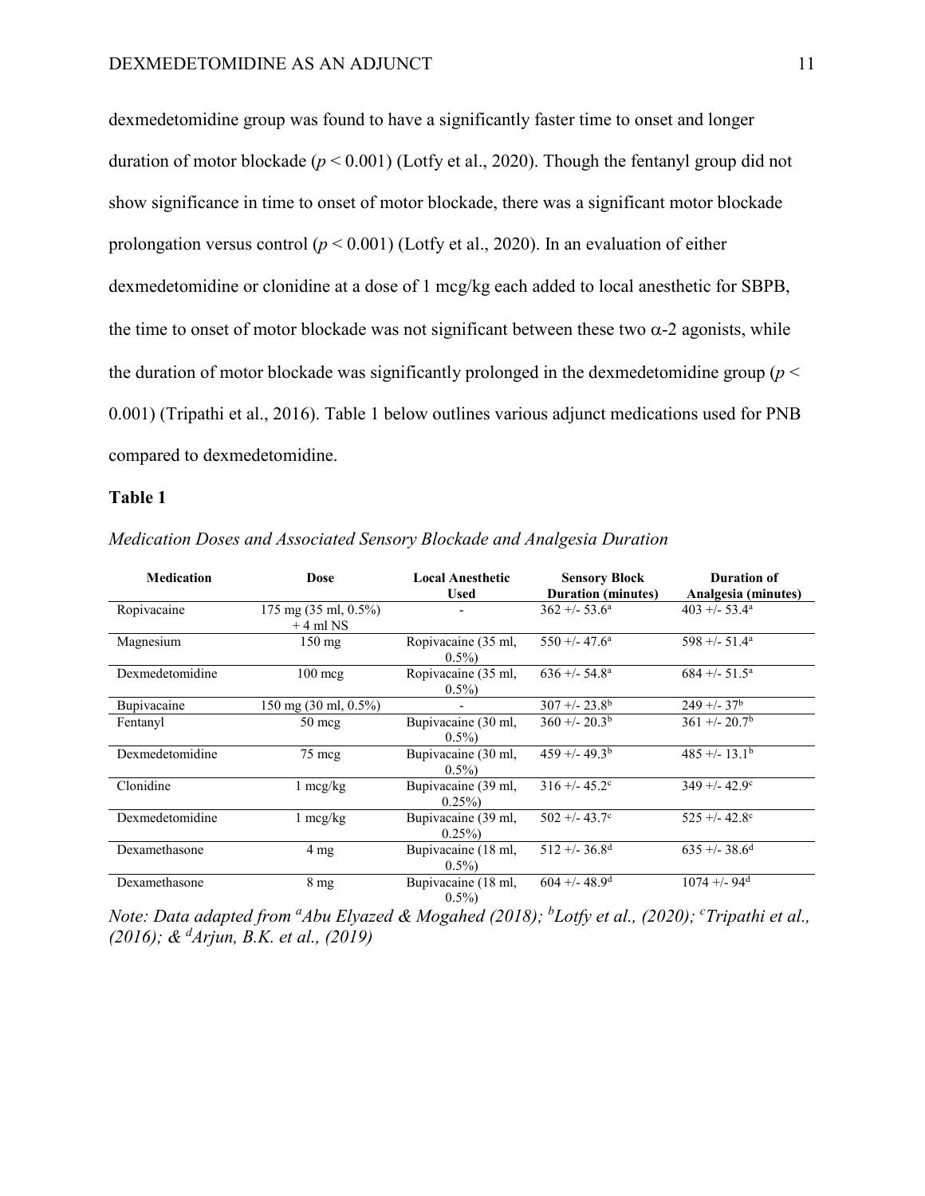dexmedetomidine group was found to have a significantly faster time to onset and longer duration of motor blockade ($p < 0.001$) (Lotfy et al., 2020). Though the fentanyl group did not show significance in time to onset of motor blockade, there was a significant motor blockade prolongation versus control ($p < 0.001$) (Lotfy et al., 2020). In an evaluation of either dexmedetomidine or clonidine at a dose of 1 mcg/kg each added to local anesthetic for SBPB, the time to onset of motor blockade was not significant between these two $\alpha$-2 agonists, while the duration of motor blockade was significantly prolonged in the dexmedetomidine group ($p < 0.001$) (Tripathi et al., 2016). Table 1 below outlines various adjunct medications used for PNB compared to dexmedetomidine.

**Table 1**

*Medication Doses and Associated Sensory Blockade and Analgesia Duration*

| Medication | Dose | Local Anesthetic Used | Sensory Block Duration (minutes) | Duration of Analgesia (minutes) |
|---|---|---|---|---|
| Ropivacaine | 175 mg (35 ml, 0.5%) + 4 ml NS | - | 362 +/- 53.6[a] | 403 +/- 53.4[a] |
| Magnesium | 150 mg | Ropivacaine (35 ml, 0.5%) | 550 +/- 47.6[a] | 598 +/- 51.4[a] |
| Dexmedetomidine | 100 mcg | Ropivacaine (35 ml, 0.5%) | 636 +/- 54.8[a] | 684 +/- 51.5[a] |
| Bupivacaine | 150 mg (30 ml, 0.5%) | - | 307 +/- 23.8[b] | 249 +/- 37[b] |
| Fentanyl | 50 mcg | Bupivacaine (30 ml, 0.5%) | 360 +/- 20.3[b] | 361 +/- 20.7[b] |
| Dexmedetomidine | 75 mcg | Bupivacaine (30 ml, 0.5%) | 459 +/- 49.3[b] | 485 +/- 13.1[b] |
| Clonidine | 1 mcg/kg | Bupivacaine (39 ml, 0.25%) | 316 +/- 45.2[c] | 349 +/- 42.9[c] |
| Dexmedetomidine | 1 mcg/kg | Bupivacaine (39 ml, 0.25%) | 502 +/- 43.7[c] | 525 +/- 42.8[c] |
| Dexamethasone | 4 mg | Bupivacaine (18 ml, 0.5%) | 512 +/- 36.8[d] | 635 +/- 38.6[d] |
| Dexamethasone | 8 mg | Bupivacaine (18 ml, 0.5%) | 604 +/- 48.9[d] | 1074 +/- 94[d] |

*Note: Data adapted from [a]Abu Elyazed & Mogahed (2018); [b]Lotfy et al., (2020); [c]Tripathi et al., (2016); & [d]Arjun, B.K. et al., (2019)*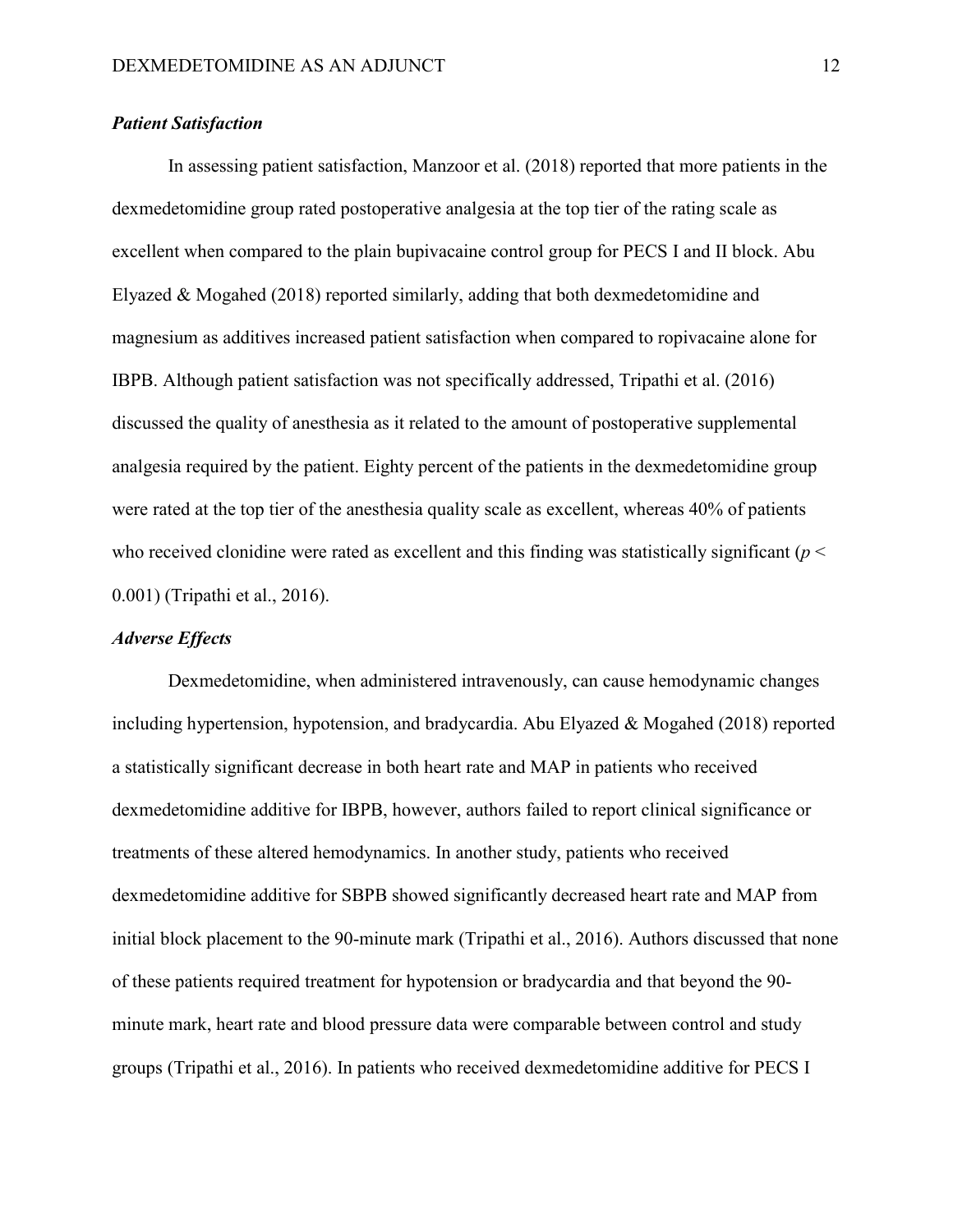### *Patient Satisfaction*

In assessing patient satisfaction, Manzoor et al. (2018) reported that more patients in the dexmedetomidine group rated postoperative analgesia at the top tier of the rating scale as excellent when compared to the plain bupivacaine control group for PECS I and II block. Abu Elyazed & Mogahed (2018) reported similarly, adding that both dexmedetomidine and magnesium as additives increased patient satisfaction when compared to ropivacaine alone for IBPB. Although patient satisfaction was not specifically addressed, Tripathi et al. (2016) discussed the quality of anesthesia as it related to the amount of postoperative supplemental analgesia required by the patient. Eighty percent of the patients in the dexmedetomidine group were rated at the top tier of the anesthesia quality scale as excellent, whereas 40% of patients who received clonidine were rated as excellent and this finding was statistically significant ($p < 0.001$) (Tripathi et al., 2016).

### *Adverse Effects*

Dexmedetomidine, when administered intravenously, can cause hemodynamic changes including hypertension, hypotension, and bradycardia. Abu Elyazed & Mogahed (2018) reported a statistically significant decrease in both heart rate and MAP in patients who received dexmedetomidine additive for IBPB, however, authors failed to report clinical significance or treatments of these altered hemodynamics. In another study, patients who received dexmedetomidine additive for SBPB showed significantly decreased heart rate and MAP from initial block placement to the 90-minute mark (Tripathi et al., 2016). Authors discussed that none of these patients required treatment for hypotension or bradycardia and that beyond the 90-minute mark, heart rate and blood pressure data were comparable between control and study groups (Tripathi et al., 2016). In patients who received dexmedetomidine additive for PECS I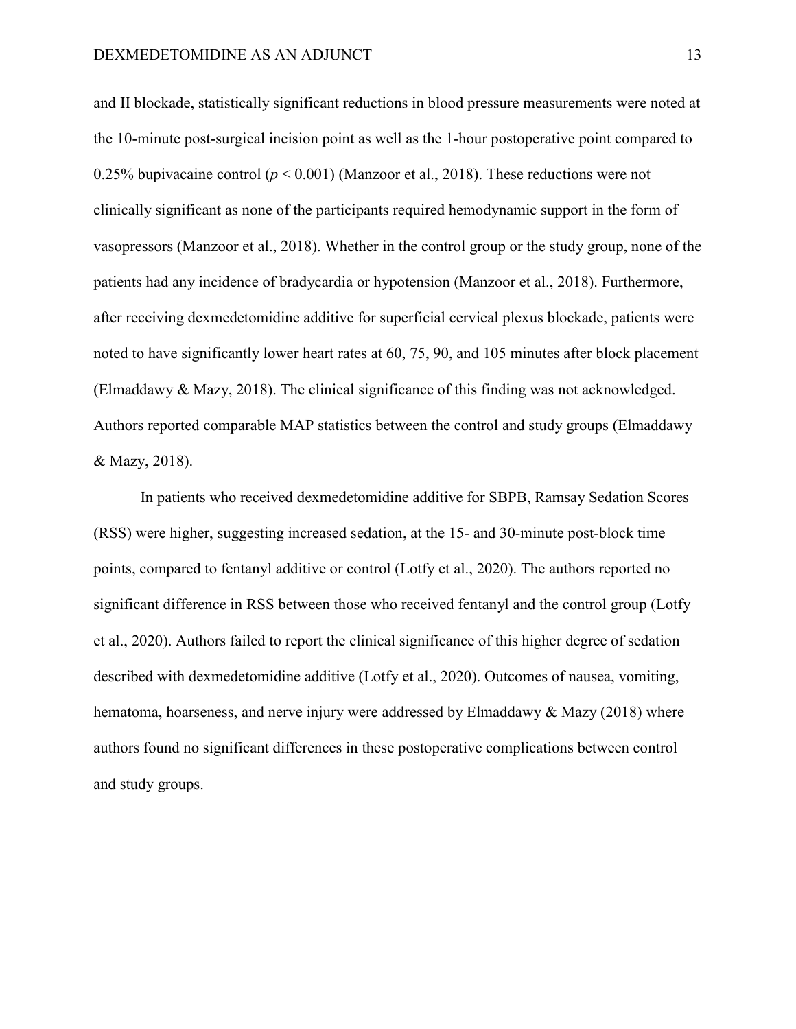and II blockade, statistically significant reductions in blood pressure measurements were noted at the 10-minute post-surgical incision point as well as the 1-hour postoperative point compared to 0.25% bupivacaine control ($p < 0.001$) (Manzoor et al., 2018). These reductions were not clinically significant as none of the participants required hemodynamic support in the form of vasopressors (Manzoor et al., 2018). Whether in the control group or the study group, none of the patients had any incidence of bradycardia or hypotension (Manzoor et al., 2018). Furthermore, after receiving dexmedetomidine additive for superficial cervical plexus blockade, patients were noted to have significantly lower heart rates at 60, 75, 90, and 105 minutes after block placement (Elmaddawy & Mazy, 2018). The clinical significance of this finding was not acknowledged. Authors reported comparable MAP statistics between the control and study groups (Elmaddawy & Mazy, 2018).

In patients who received dexmedetomidine additive for SBPB, Ramsay Sedation Scores (RSS) were higher, suggesting increased sedation, at the 15- and 30-minute post-block time points, compared to fentanyl additive or control (Lotfy et al., 2020). The authors reported no significant difference in RSS between those who received fentanyl and the control group (Lotfy et al., 2020). Authors failed to report the clinical significance of this higher degree of sedation described with dexmedetomidine additive (Lotfy et al., 2020). Outcomes of nausea, vomiting, hematoma, hoarseness, and nerve injury were addressed by Elmaddawy & Mazy (2018) where authors found no significant differences in these postoperative complications between control and study groups.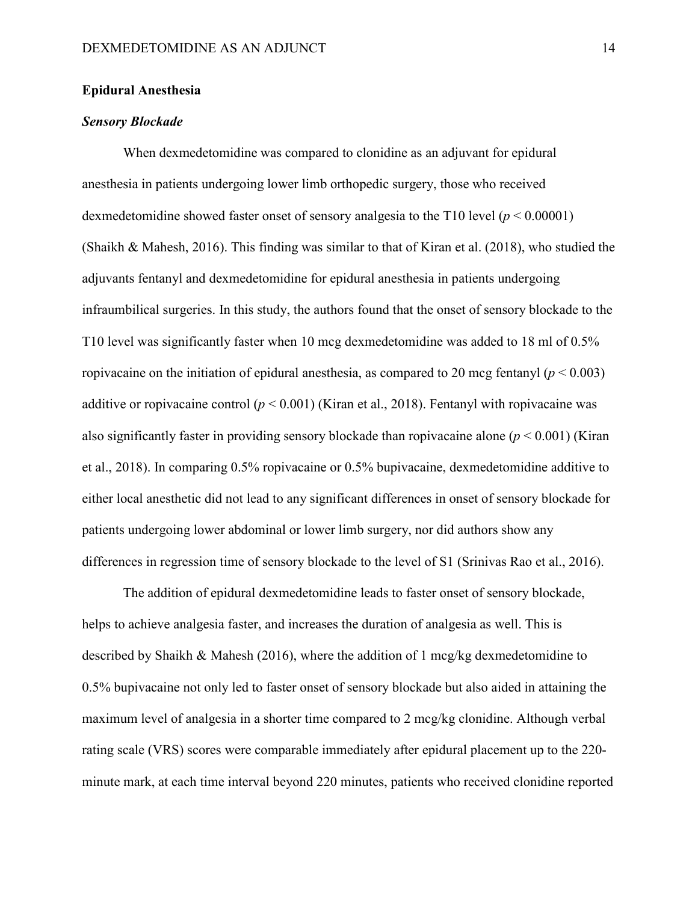## Epidural Anesthesia

### *Sensory Blockade*

When dexmedetomidine was compared to clonidine as an adjuvant for epidural anesthesia in patients undergoing lower limb orthopedic surgery, those who received dexmedetomidine showed faster onset of sensory analgesia to the T10 level ($p < 0.00001$) (Shaikh & Mahesh, 2016). This finding was similar to that of Kiran et al. (2018), who studied the adjuvants fentanyl and dexmedetomidine for epidural anesthesia in patients undergoing infraumbilical surgeries. In this study, the authors found that the onset of sensory blockade to the T10 level was significantly faster when 10 mcg dexmedetomidine was added to 18 ml of 0.5% ropivacaine on the initiation of epidural anesthesia, as compared to 20 mcg fentanyl ($p < 0.003$) additive or ropivacaine control ($p < 0.001$) (Kiran et al., 2018). Fentanyl with ropivacaine was also significantly faster in providing sensory blockade than ropivacaine alone ($p < 0.001$) (Kiran et al., 2018). In comparing 0.5% ropivacaine or 0.5% bupivacaine, dexmedetomidine additive to either local anesthetic did not lead to any significant differences in onset of sensory blockade for patients undergoing lower abdominal or lower limb surgery, nor did authors show any differences in regression time of sensory blockade to the level of S1 (Srinivas Rao et al., 2016).

The addition of epidural dexmedetomidine leads to faster onset of sensory blockade, helps to achieve analgesia faster, and increases the duration of analgesia as well. This is described by Shaikh & Mahesh (2016), where the addition of 1 mcg/kg dexmedetomidine to 0.5% bupivacaine not only led to faster onset of sensory blockade but also aided in attaining the maximum level of analgesia in a shorter time compared to 2 mcg/kg clonidine. Although verbal rating scale (VRS) scores were comparable immediately after epidural placement up to the 220-minute mark, at each time interval beyond 220 minutes, patients who received clonidine reported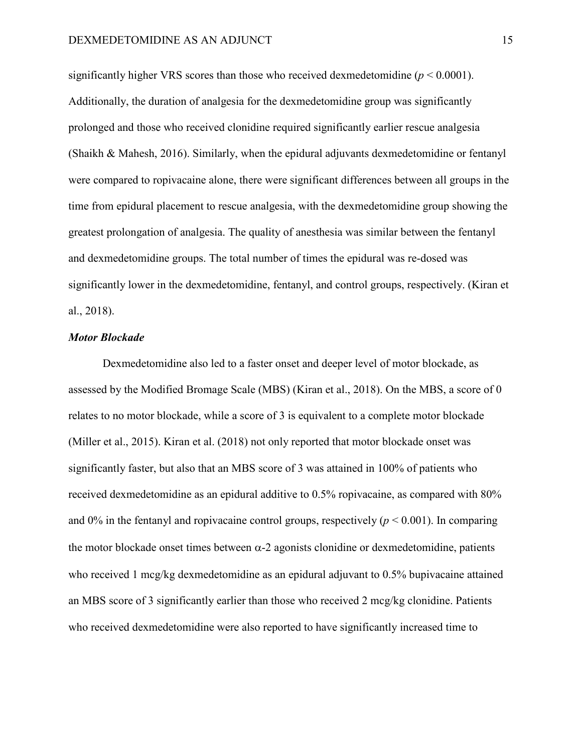significantly higher VRS scores than those who received dexmedetomidine ($p < 0.0001$). Additionally, the duration of analgesia for the dexmedetomidine group was significantly prolonged and those who received clonidine required significantly earlier rescue analgesia (Shaikh & Mahesh, 2016). Similarly, when the epidural adjuvants dexmedetomidine or fentanyl were compared to ropivacaine alone, there were significant differences between all groups in the time from epidural placement to rescue analgesia, with the dexmedetomidine group showing the greatest prolongation of analgesia. The quality of anesthesia was similar between the fentanyl and dexmedetomidine groups. The total number of times the epidural was re-dosed was significantly lower in the dexmedetomidine, fentanyl, and control groups, respectively. (Kiran et al., 2018).

### *Motor Blockade*

Dexmedetomidine also led to a faster onset and deeper level of motor blockade, as assessed by the Modified Bromage Scale (MBS) (Kiran et al., 2018). On the MBS, a score of 0 relates to no motor blockade, while a score of 3 is equivalent to a complete motor blockade (Miller et al., 2015). Kiran et al. (2018) not only reported that motor blockade onset was significantly faster, but also that an MBS score of 3 was attained in 100% of patients who received dexmedetomidine as an epidural additive to 0.5% ropivacaine, as compared with 80% and 0% in the fentanyl and ropivacaine control groups, respectively ($p < 0.001$). In comparing the motor blockade onset times between $\alpha$-2 agonists clonidine or dexmedetomidine, patients who received 1 mcg/kg dexmedetomidine as an epidural adjuvant to 0.5% bupivacaine attained an MBS score of 3 significantly earlier than those who received 2 mcg/kg clonidine. Patients who received dexmedetomidine were also reported to have significantly increased time to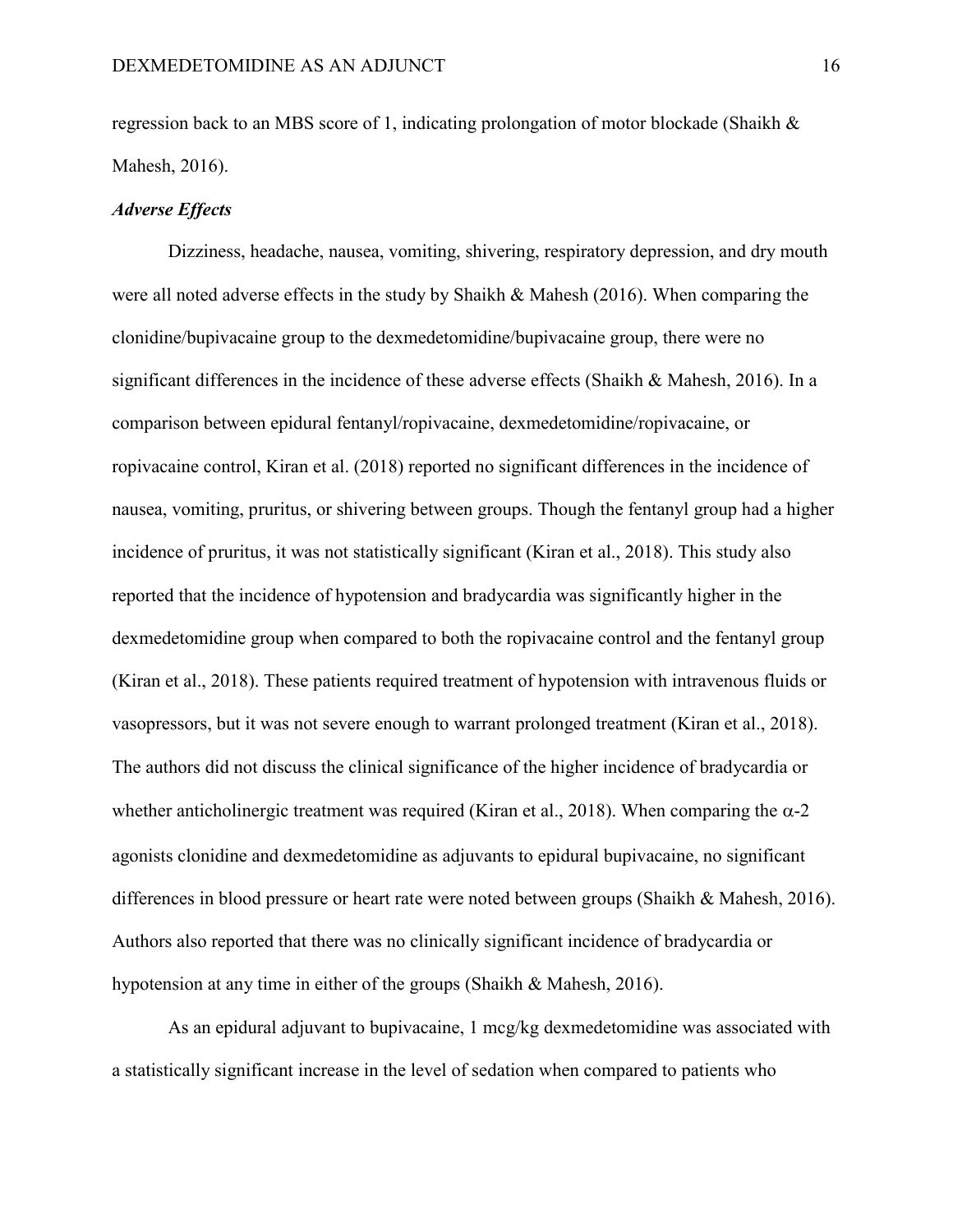regression back to an MBS score of 1, indicating prolongation of motor blockade (Shaikh & Mahesh, 2016).

### *Adverse Effects*

Dizziness, headache, nausea, vomiting, shivering, respiratory depression, and dry mouth were all noted adverse effects in the study by Shaikh & Mahesh (2016). When comparing the clonidine/bupivacaine group to the dexmedetomidine/bupivacaine group, there were no significant differences in the incidence of these adverse effects (Shaikh & Mahesh, 2016). In a comparison between epidural fentanyl/ropivacaine, dexmedetomidine/ropivacaine, or ropivacaine control, Kiran et al. (2018) reported no significant differences in the incidence of nausea, vomiting, pruritus, or shivering between groups. Though the fentanyl group had a higher incidence of pruritus, it was not statistically significant (Kiran et al., 2018). This study also reported that the incidence of hypotension and bradycardia was significantly higher in the dexmedetomidine group when compared to both the ropivacaine control and the fentanyl group (Kiran et al., 2018). These patients required treatment of hypotension with intravenous fluids or vasopressors, but it was not severe enough to warrant prolonged treatment (Kiran et al., 2018). The authors did not discuss the clinical significance of the higher incidence of bradycardia or whether anticholinergic treatment was required (Kiran et al., 2018). When comparing the $\alpha$-2 agonists clonidine and dexmedetomidine as adjuvants to epidural bupivacaine, no significant differences in blood pressure or heart rate were noted between groups (Shaikh & Mahesh, 2016). Authors also reported that there was no clinically significant incidence of bradycardia or hypotension at any time in either of the groups (Shaikh & Mahesh, 2016).

As an epidural adjuvant to bupivacaine, 1 mcg/kg dexmedetomidine was associated with a statistically significant increase in the level of sedation when compared to patients who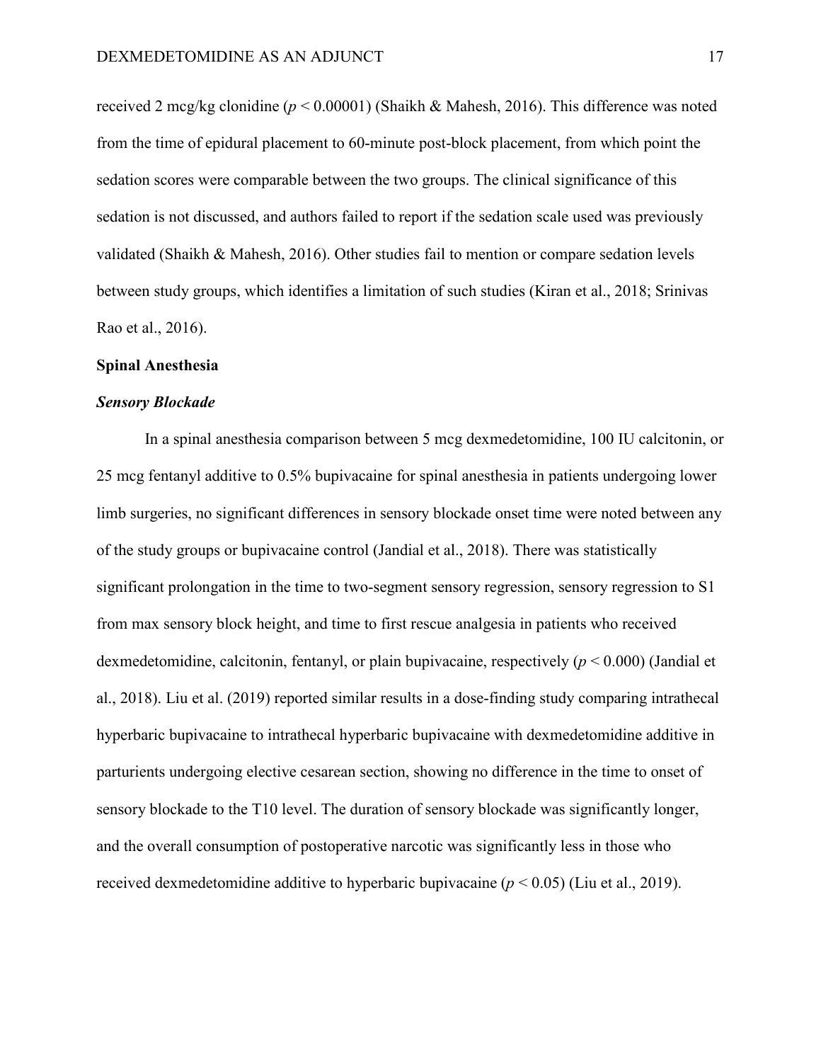received 2 mcg/kg clonidine (*p* < 0.00001) (Shaikh & Mahesh, 2016). This difference was noted from the time of epidural placement to 60-minute post-block placement, from which point the sedation scores were comparable between the two groups. The clinical significance of this sedation is not discussed, and authors failed to report if the sedation scale used was previously validated (Shaikh & Mahesh, 2016). Other studies fail to mention or compare sedation levels between study groups, which identifies a limitation of such studies (Kiran et al., 2018; Srinivas Rao et al., 2016).

## Spinal Anesthesia

### *Sensory Blockade*

In a spinal anesthesia comparison between 5 mcg dexmedetomidine, 100 IU calcitonin, or 25 mcg fentanyl additive to 0.5% bupivacaine for spinal anesthesia in patients undergoing lower limb surgeries, no significant differences in sensory blockade onset time were noted between any of the study groups or bupivacaine control (Jandial et al., 2018). There was statistically significant prolongation in the time to two-segment sensory regression, sensory regression to S1 from max sensory block height, and time to first rescue analgesia in patients who received dexmedetomidine, calcitonin, fentanyl, or plain bupivacaine, respectively (*p* < 0.000) (Jandial et al., 2018). Liu et al. (2019) reported similar results in a dose-finding study comparing intrathecal hyperbaric bupivacaine to intrathecal hyperbaric bupivacaine with dexmedetomidine additive in parturients undergoing elective cesarean section, showing no difference in the time to onset of sensory blockade to the T10 level. The duration of sensory blockade was significantly longer, and the overall consumption of postoperative narcotic was significantly less in those who received dexmedetomidine additive to hyperbaric bupivacaine (*p* < 0.05) (Liu et al., 2019).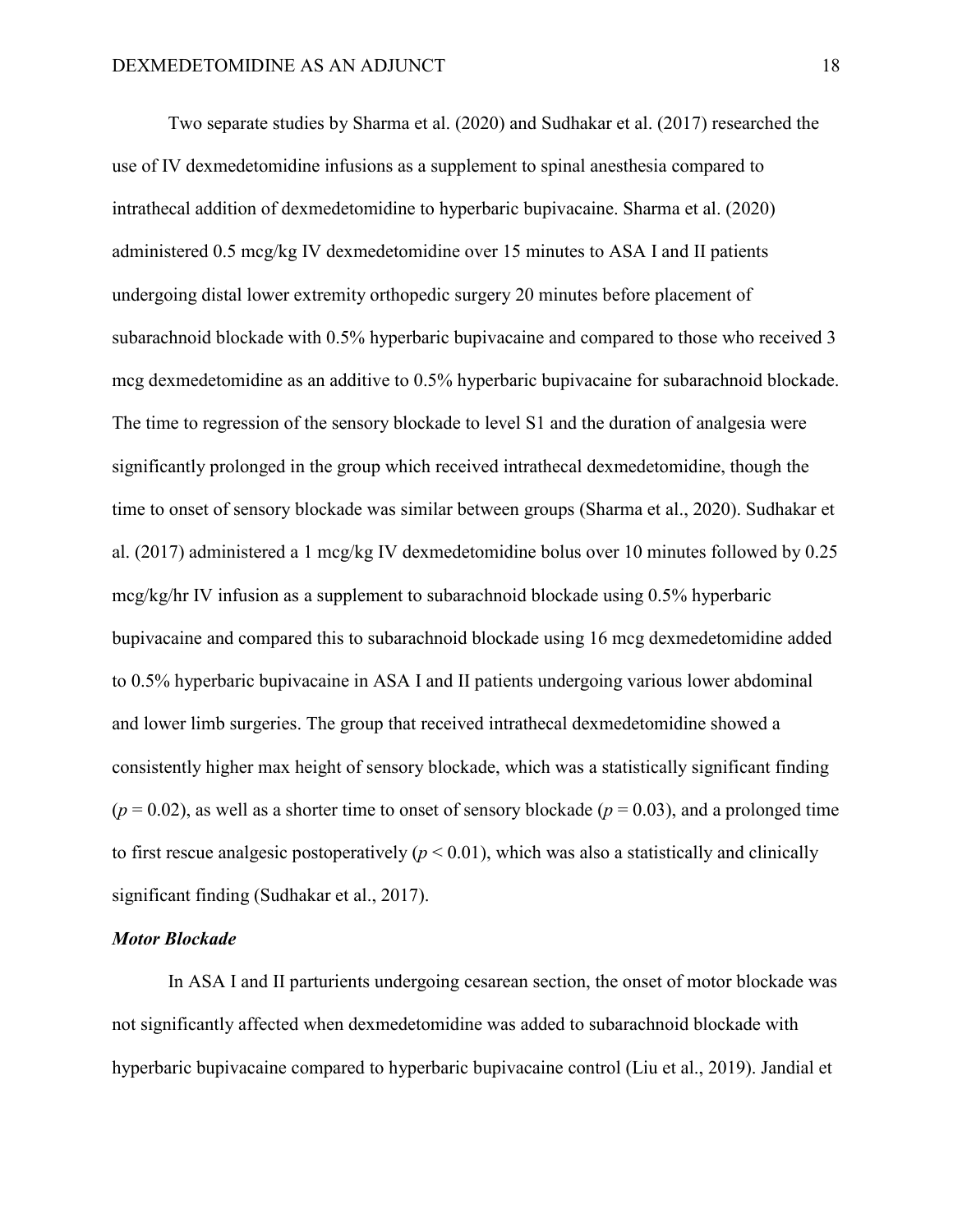Two separate studies by Sharma et al. (2020) and Sudhakar et al. (2017) researched the use of IV dexmedetomidine infusions as a supplement to spinal anesthesia compared to intrathecal addition of dexmedetomidine to hyperbaric bupivacaine. Sharma et al. (2020) administered 0.5 mcg/kg IV dexmedetomidine over 15 minutes to ASA I and II patients undergoing distal lower extremity orthopedic surgery 20 minutes before placement of subarachnoid blockade with 0.5% hyperbaric bupivacaine and compared to those who received 3 mcg dexmedetomidine as an additive to 0.5% hyperbaric bupivacaine for subarachnoid blockade. The time to regression of the sensory blockade to level S1 and the duration of analgesia were significantly prolonged in the group which received intrathecal dexmedetomidine, though the time to onset of sensory blockade was similar between groups (Sharma et al., 2020). Sudhakar et al. (2017) administered a 1 mcg/kg IV dexmedetomidine bolus over 10 minutes followed by 0.25 mcg/kg/hr IV infusion as a supplement to subarachnoid blockade using 0.5% hyperbaric bupivacaine and compared this to subarachnoid blockade using 16 mcg dexmedetomidine added to 0.5% hyperbaric bupivacaine in ASA I and II patients undergoing various lower abdominal and lower limb surgeries. The group that received intrathecal dexmedetomidine showed a consistently higher max height of sensory blockade, which was a statistically significant finding ($p = 0.02$), as well as a shorter time to onset of sensory blockade ($p = 0.03$), and a prolonged time to first rescue analgesic postoperatively ($p < 0.01$), which was also a statistically and clinically significant finding (Sudhakar et al., 2017).

### *Motor Blockade*

In ASA I and II parturients undergoing cesarean section, the onset of motor blockade was not significantly affected when dexmedetomidine was added to subarachnoid blockade with hyperbaric bupivacaine compared to hyperbaric bupivacaine control (Liu et al., 2019). Jandial et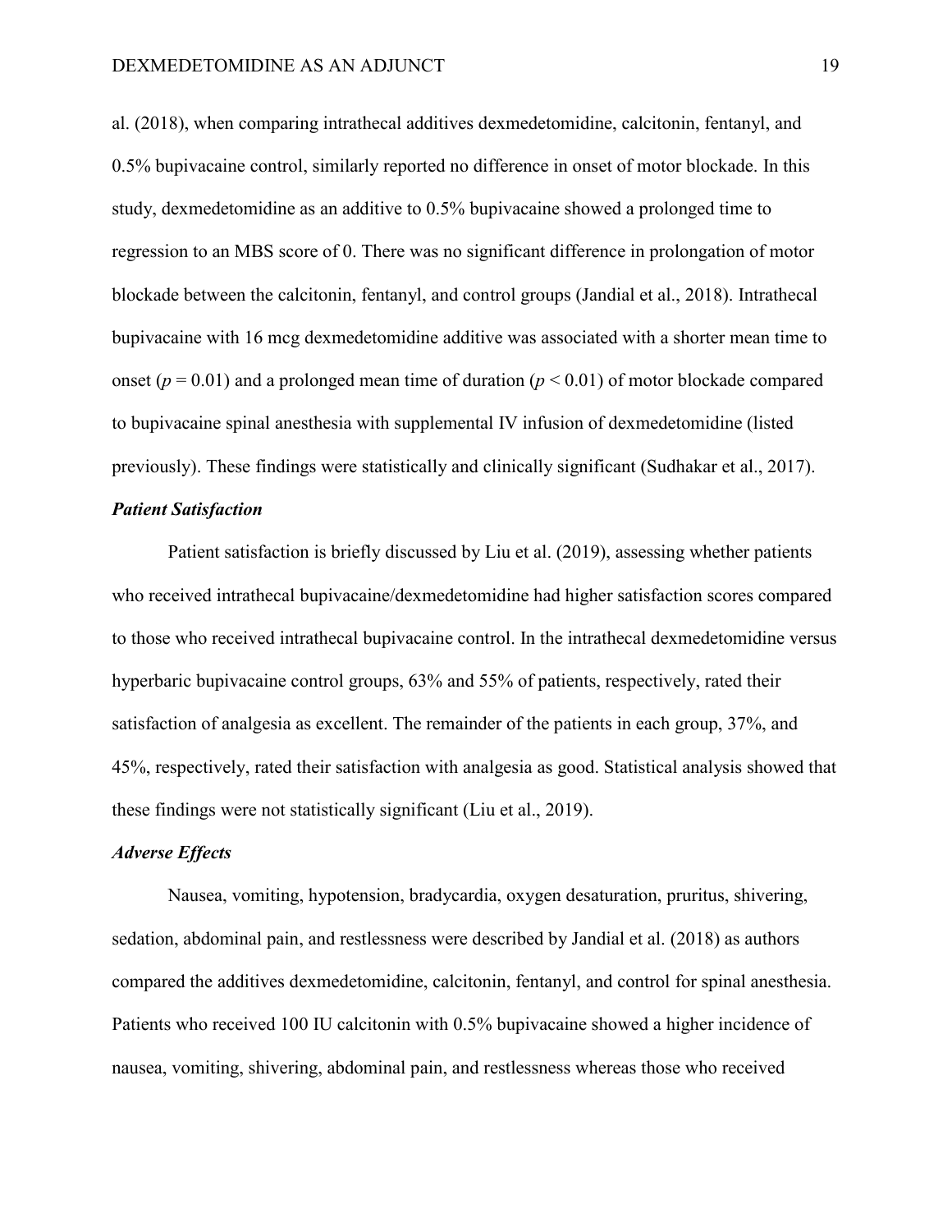al. (2018), when comparing intrathecal additives dexmedetomidine, calcitonin, fentanyl, and 0.5% bupivacaine control, similarly reported no difference in onset of motor blockade. In this study, dexmedetomidine as an additive to 0.5% bupivacaine showed a prolonged time to regression to an MBS score of 0. There was no significant difference in prolongation of motor blockade between the calcitonin, fentanyl, and control groups (Jandial et al., 2018). Intrathecal bupivacaine with 16 mcg dexmedetomidine additive was associated with a shorter mean time to onset ($p = 0.01$) and a prolonged mean time of duration ($p < 0.01$) of motor blockade compared to bupivacaine spinal anesthesia with supplemental IV infusion of dexmedetomidine (listed previously). These findings were statistically and clinically significant (Sudhakar et al., 2017).

### *Patient Satisfaction*

Patient satisfaction is briefly discussed by Liu et al. (2019), assessing whether patients who received intrathecal bupivacaine/dexmedetomidine had higher satisfaction scores compared to those who received intrathecal bupivacaine control. In the intrathecal dexmedetomidine versus hyperbaric bupivacaine control groups, 63% and 55% of patients, respectively, rated their satisfaction of analgesia as excellent. The remainder of the patients in each group, 37%, and 45%, respectively, rated their satisfaction with analgesia as good. Statistical analysis showed that these findings were not statistically significant (Liu et al., 2019).

### *Adverse Effects*

Nausea, vomiting, hypotension, bradycardia, oxygen desaturation, pruritus, shivering, sedation, abdominal pain, and restlessness were described by Jandial et al. (2018) as authors compared the additives dexmedetomidine, calcitonin, fentanyl, and control for spinal anesthesia. Patients who received 100 IU calcitonin with 0.5% bupivacaine showed a higher incidence of nausea, vomiting, shivering, abdominal pain, and restlessness whereas those who received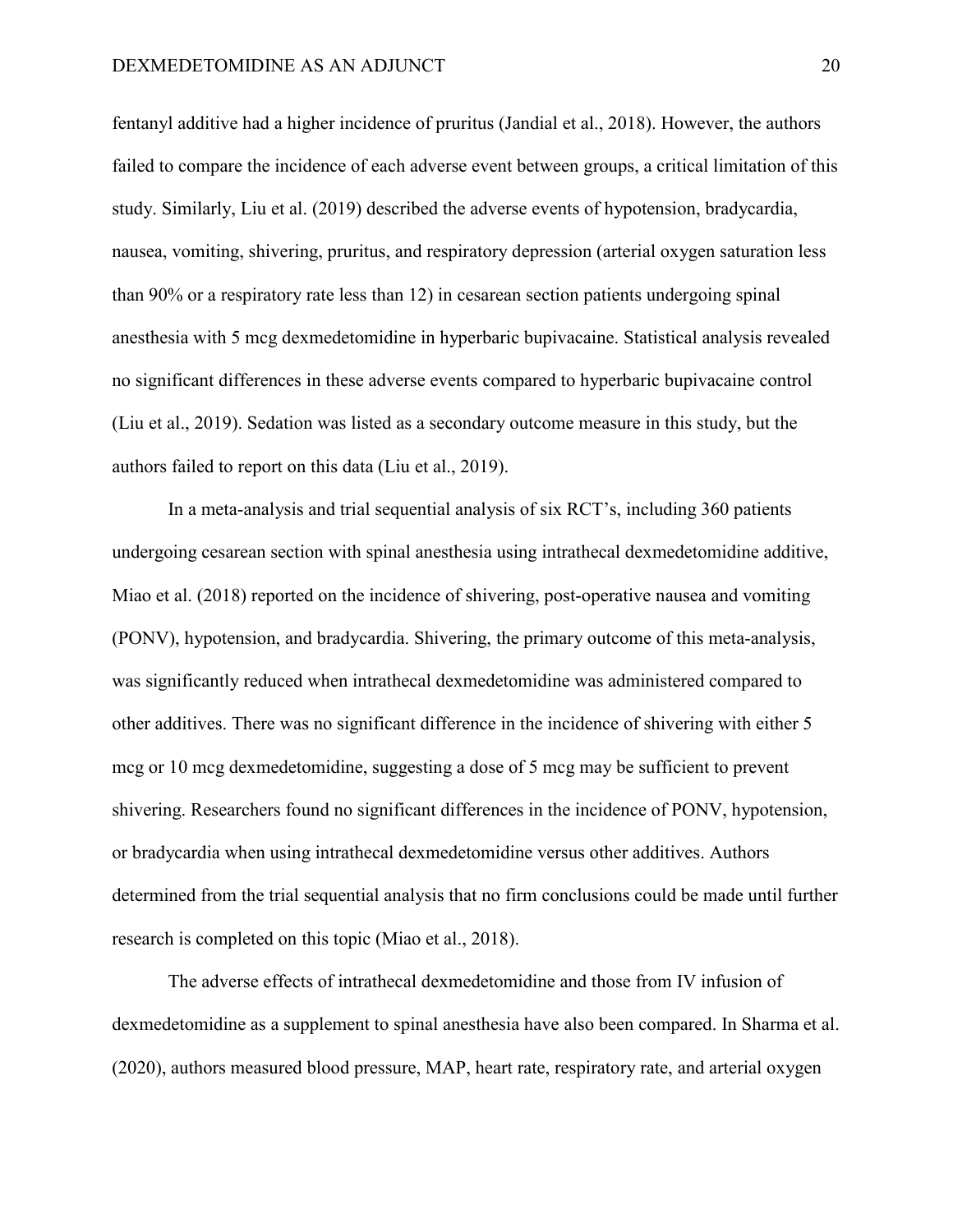fentanyl additive had a higher incidence of pruritus (Jandial et al., 2018). However, the authors failed to compare the incidence of each adverse event between groups, a critical limitation of this study. Similarly, Liu et al. (2019) described the adverse events of hypotension, bradycardia, nausea, vomiting, shivering, pruritus, and respiratory depression (arterial oxygen saturation less than 90% or a respiratory rate less than 12) in cesarean section patients undergoing spinal anesthesia with 5 mcg dexmedetomidine in hyperbaric bupivacaine. Statistical analysis revealed no significant differences in these adverse events compared to hyperbaric bupivacaine control (Liu et al., 2019). Sedation was listed as a secondary outcome measure in this study, but the authors failed to report on this data (Liu et al., 2019).

In a meta-analysis and trial sequential analysis of six RCT's, including 360 patients undergoing cesarean section with spinal anesthesia using intrathecal dexmedetomidine additive, Miao et al. (2018) reported on the incidence of shivering, post-operative nausea and vomiting (PONV), hypotension, and bradycardia. Shivering, the primary outcome of this meta-analysis, was significantly reduced when intrathecal dexmedetomidine was administered compared to other additives. There was no significant difference in the incidence of shivering with either 5 mcg or 10 mcg dexmedetomidine, suggesting a dose of 5 mcg may be sufficient to prevent shivering. Researchers found no significant differences in the incidence of PONV, hypotension, or bradycardia when using intrathecal dexmedetomidine versus other additives. Authors determined from the trial sequential analysis that no firm conclusions could be made until further research is completed on this topic (Miao et al., 2018).

The adverse effects of intrathecal dexmedetomidine and those from IV infusion of dexmedetomidine as a supplement to spinal anesthesia have also been compared. In Sharma et al. (2020), authors measured blood pressure, MAP, heart rate, respiratory rate, and arterial oxygen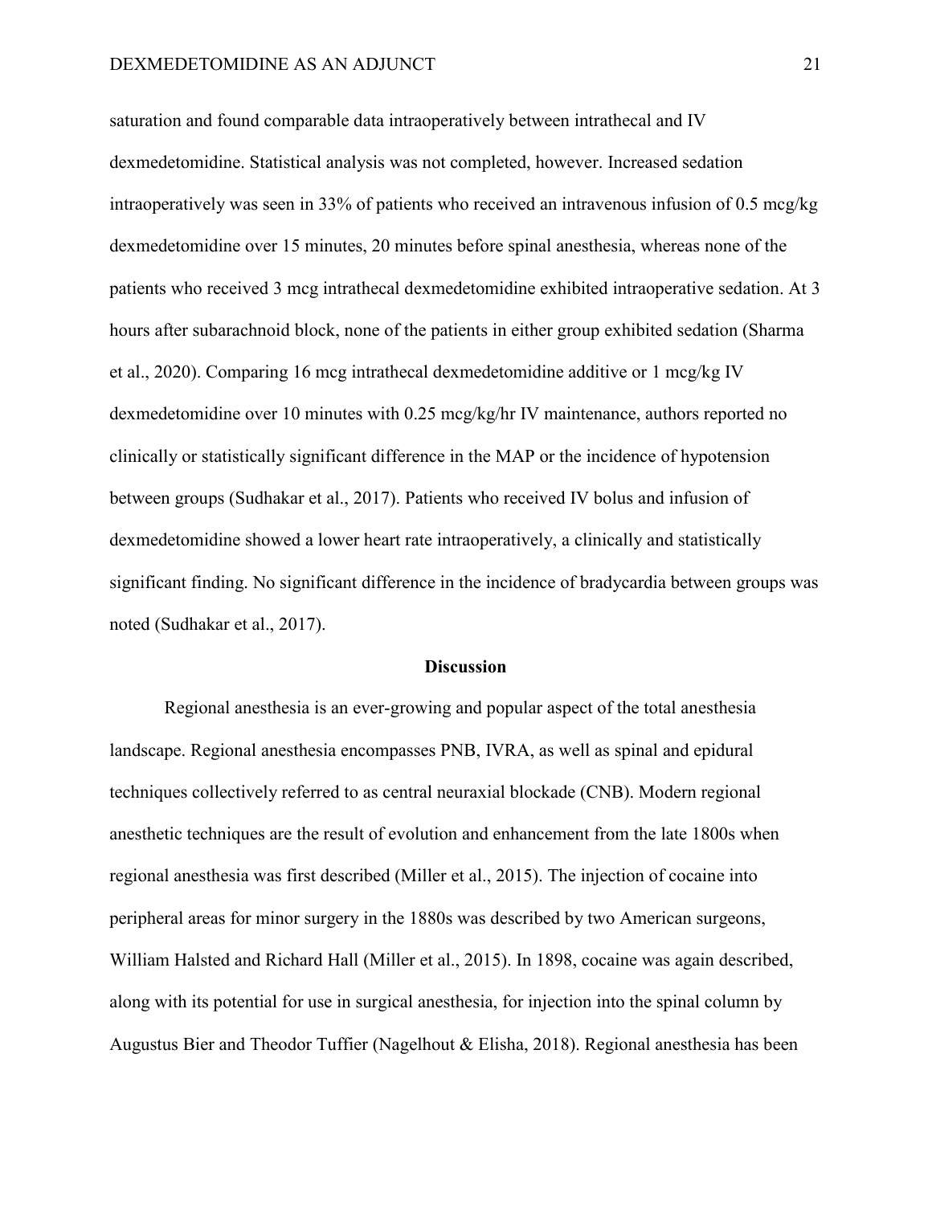saturation and found comparable data intraoperatively between intrathecal and IV dexmedetomidine. Statistical analysis was not completed, however. Increased sedation intraoperatively was seen in 33% of patients who received an intravenous infusion of 0.5 mcg/kg dexmedetomidine over 15 minutes, 20 minutes before spinal anesthesia, whereas none of the patients who received 3 mcg intrathecal dexmedetomidine exhibited intraoperative sedation. At 3 hours after subarachnoid block, none of the patients in either group exhibited sedation (Sharma et al., 2020). Comparing 16 mcg intrathecal dexmedetomidine additive or 1 mcg/kg IV dexmedetomidine over 10 minutes with 0.25 mcg/kg/hr IV maintenance, authors reported no clinically or statistically significant difference in the MAP or the incidence of hypotension between groups (Sudhakar et al., 2017). Patients who received IV bolus and infusion of dexmedetomidine showed a lower heart rate intraoperatively, a clinically and statistically significant finding. No significant difference in the incidence of bradycardia between groups was noted (Sudhakar et al., 2017).

## Discussion

Regional anesthesia is an ever-growing and popular aspect of the total anesthesia landscape. Regional anesthesia encompasses PNB, IVRA, as well as spinal and epidural techniques collectively referred to as central neuraxial blockade (CNB). Modern regional anesthetic techniques are the result of evolution and enhancement from the late 1800s when regional anesthesia was first described (Miller et al., 2015). The injection of cocaine into peripheral areas for minor surgery in the 1880s was described by two American surgeons, William Halsted and Richard Hall (Miller et al., 2015). In 1898, cocaine was again described, along with its potential for use in surgical anesthesia, for injection into the spinal column by Augustus Bier and Theodor Tuffier (Nagelhout & Elisha, 2018). Regional anesthesia has been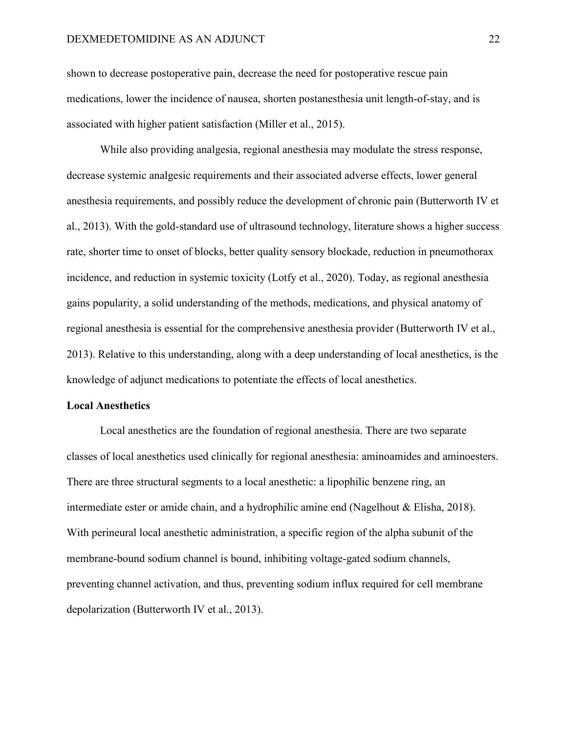shown to decrease postoperative pain, decrease the need for postoperative rescue pain medications, lower the incidence of nausea, shorten postanesthesia unit length-of-stay, and is associated with higher patient satisfaction (Miller et al., 2015).

While also providing analgesia, regional anesthesia may modulate the stress response, decrease systemic analgesic requirements and their associated adverse effects, lower general anesthesia requirements, and possibly reduce the development of chronic pain (Butterworth IV et al., 2013). With the gold-standard use of ultrasound technology, literature shows a higher success rate, shorter time to onset of blocks, better quality sensory blockade, reduction in pneumothorax incidence, and reduction in systemic toxicity (Lotfy et al., 2020). Today, as regional anesthesia gains popularity, a solid understanding of the methods, medications, and physical anatomy of regional anesthesia is essential for the comprehensive anesthesia provider (Butterworth IV et al., 2013). Relative to this understanding, along with a deep understanding of local anesthetics, is the knowledge of adjunct medications to potentiate the effects of local anesthetics.

**Local Anesthetics**

Local anesthetics are the foundation of regional anesthesia. There are two separate classes of local anesthetics used clinically for regional anesthesia: aminoamides and aminoesters. There are three structural segments to a local anesthetic: a lipophilic benzene ring, an intermediate ester or amide chain, and a hydrophilic amine end (Nagelhout & Elisha, 2018). With perineural local anesthetic administration, a specific region of the alpha subunit of the membrane-bound sodium channel is bound, inhibiting voltage-gated sodium channels, preventing channel activation, and thus, preventing sodium influx required for cell membrane depolarization (Butterworth IV et al., 2013).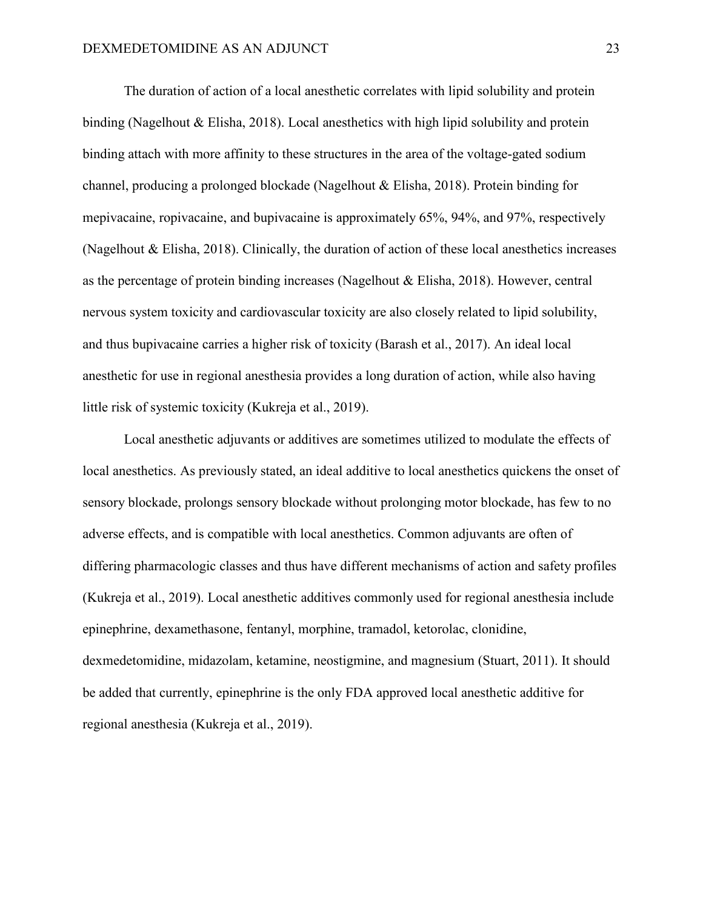The duration of action of a local anesthetic correlates with lipid solubility and protein binding (Nagelhout & Elisha, 2018). Local anesthetics with high lipid solubility and protein binding attach with more affinity to these structures in the area of the voltage-gated sodium channel, producing a prolonged blockade (Nagelhout & Elisha, 2018). Protein binding for mepivacaine, ropivacaine, and bupivacaine is approximately 65%, 94%, and 97%, respectively (Nagelhout & Elisha, 2018). Clinically, the duration of action of these local anesthetics increases as the percentage of protein binding increases (Nagelhout & Elisha, 2018). However, central nervous system toxicity and cardiovascular toxicity are also closely related to lipid solubility, and thus bupivacaine carries a higher risk of toxicity (Barash et al., 2017). An ideal local anesthetic for use in regional anesthesia provides a long duration of action, while also having little risk of systemic toxicity (Kukreja et al., 2019).

Local anesthetic adjuvants or additives are sometimes utilized to modulate the effects of local anesthetics. As previously stated, an ideal additive to local anesthetics quickens the onset of sensory blockade, prolongs sensory blockade without prolonging motor blockade, has few to no adverse effects, and is compatible with local anesthetics. Common adjuvants are often of differing pharmacologic classes and thus have different mechanisms of action and safety profiles (Kukreja et al., 2019). Local anesthetic additives commonly used for regional anesthesia include epinephrine, dexamethasone, fentanyl, morphine, tramadol, ketorolac, clonidine, dexmedetomidine, midazolam, ketamine, neostigmine, and magnesium (Stuart, 2011). It should be added that currently, epinephrine is the only FDA approved local anesthetic additive for regional anesthesia (Kukreja et al., 2019).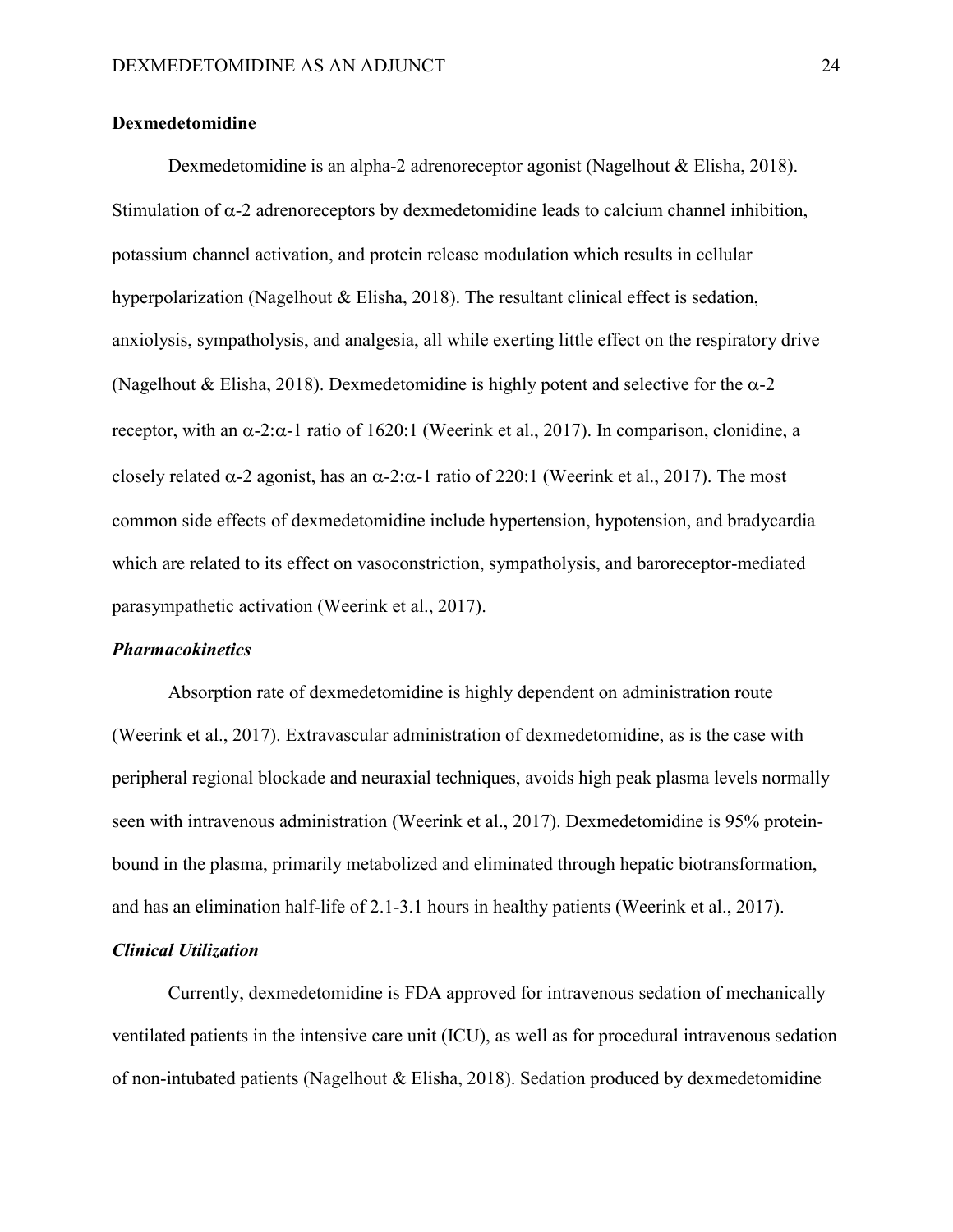## Dexmedetomidine

Dexmedetomidine is an alpha-2 adrenoreceptor agonist (Nagelhout & Elisha, 2018). Stimulation of $\alpha$-2 adrenoreceptors by dexmedetomidine leads to calcium channel inhibition, potassium channel activation, and protein release modulation which results in cellular hyperpolarization (Nagelhout & Elisha, 2018). The resultant clinical effect is sedation, anxiolysis, sympatholysis, and analgesia, all while exerting little effect on the respiratory drive (Nagelhout & Elisha, 2018). Dexmedetomidine is highly potent and selective for the $\alpha$-2 receptor, with an $\alpha$-2:$\alpha$-1 ratio of 1620:1 (Weerink et al., 2017). In comparison, clonidine, a closely related $\alpha$-2 agonist, has an $\alpha$-2:$\alpha$-1 ratio of 220:1 (Weerink et al., 2017). The most common side effects of dexmedetomidine include hypertension, hypotension, and bradycardia which are related to its effect on vasoconstriction, sympatholysis, and baroreceptor-mediated parasympathetic activation (Weerink et al., 2017).

### *Pharmacokinetics*

Absorption rate of dexmedetomidine is highly dependent on administration route (Weerink et al., 2017). Extravascular administration of dexmedetomidine, as is the case with peripheral regional blockade and neuraxial techniques, avoids high peak plasma levels normally seen with intravenous administration (Weerink et al., 2017). Dexmedetomidine is 95% protein-bound in the plasma, primarily metabolized and eliminated through hepatic biotransformation, and has an elimination half-life of 2.1-3.1 hours in healthy patients (Weerink et al., 2017).

### *Clinical Utilization*

Currently, dexmedetomidine is FDA approved for intravenous sedation of mechanically ventilated patients in the intensive care unit (ICU), as well as for procedural intravenous sedation of non-intubated patients (Nagelhout & Elisha, 2018). Sedation produced by dexmedetomidine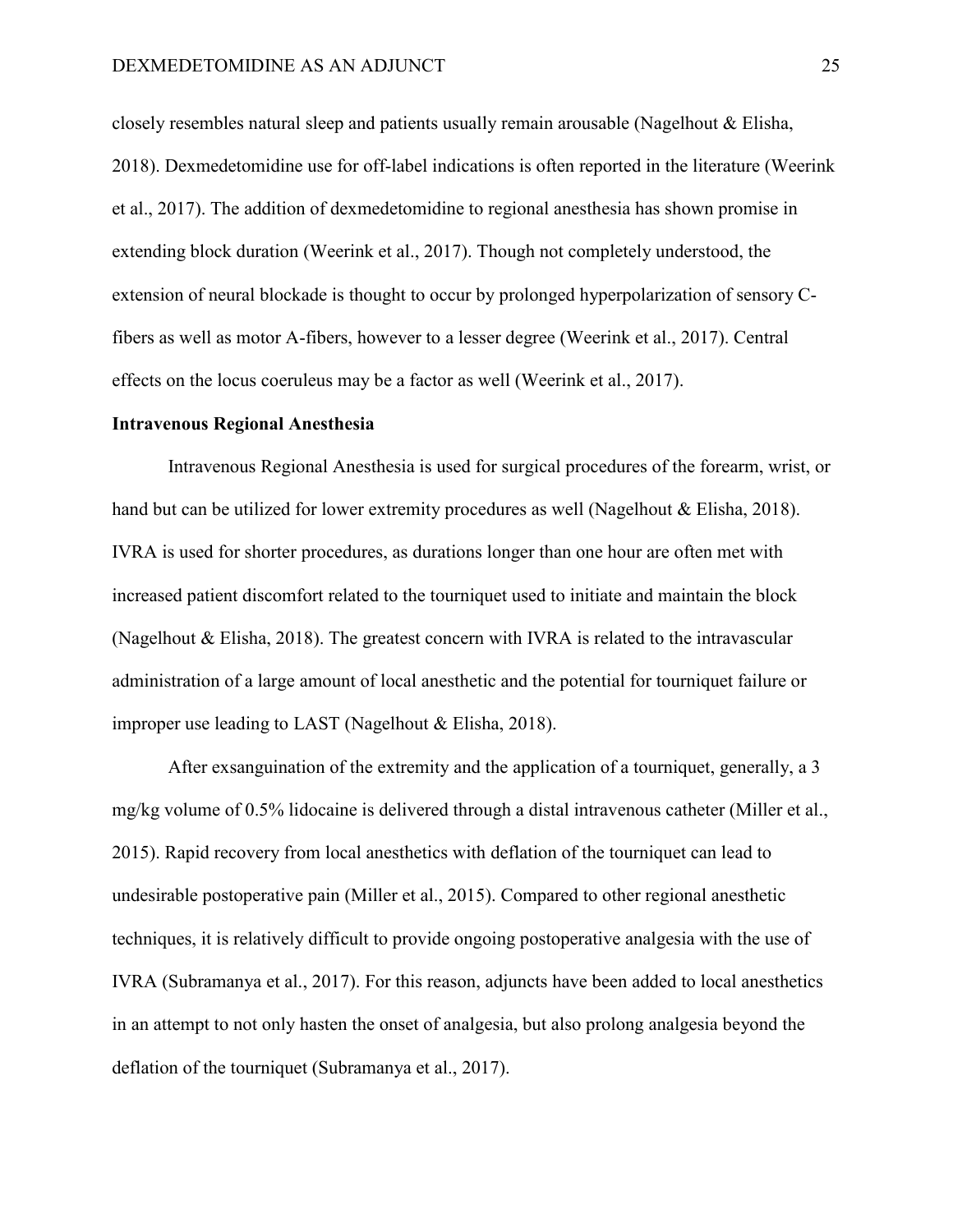closely resembles natural sleep and patients usually remain arousable (Nagelhout & Elisha, 2018). Dexmedetomidine use for off-label indications is often reported in the literature (Weerink et al., 2017). The addition of dexmedetomidine to regional anesthesia has shown promise in extending block duration (Weerink et al., 2017). Though not completely understood, the extension of neural blockade is thought to occur by prolonged hyperpolarization of sensory C-fibers as well as motor A-fibers, however to a lesser degree (Weerink et al., 2017). Central effects on the locus coeruleus may be a factor as well (Weerink et al., 2017).

**Intravenous Regional Anesthesia**

Intravenous Regional Anesthesia is used for surgical procedures of the forearm, wrist, or hand but can be utilized for lower extremity procedures as well (Nagelhout & Elisha, 2018). IVRA is used for shorter procedures, as durations longer than one hour are often met with increased patient discomfort related to the tourniquet used to initiate and maintain the block (Nagelhout & Elisha, 2018). The greatest concern with IVRA is related to the intravascular administration of a large amount of local anesthetic and the potential for tourniquet failure or improper use leading to LAST (Nagelhout & Elisha, 2018).

After exsanguination of the extremity and the application of a tourniquet, generally, a 3 mg/kg volume of 0.5% lidocaine is delivered through a distal intravenous catheter (Miller et al., 2015). Rapid recovery from local anesthetics with deflation of the tourniquet can lead to undesirable postoperative pain (Miller et al., 2015). Compared to other regional anesthetic techniques, it is relatively difficult to provide ongoing postoperative analgesia with the use of IVRA (Subramanya et al., 2017). For this reason, adjuncts have been added to local anesthetics in an attempt to not only hasten the onset of analgesia, but also prolong analgesia beyond the deflation of the tourniquet (Subramanya et al., 2017).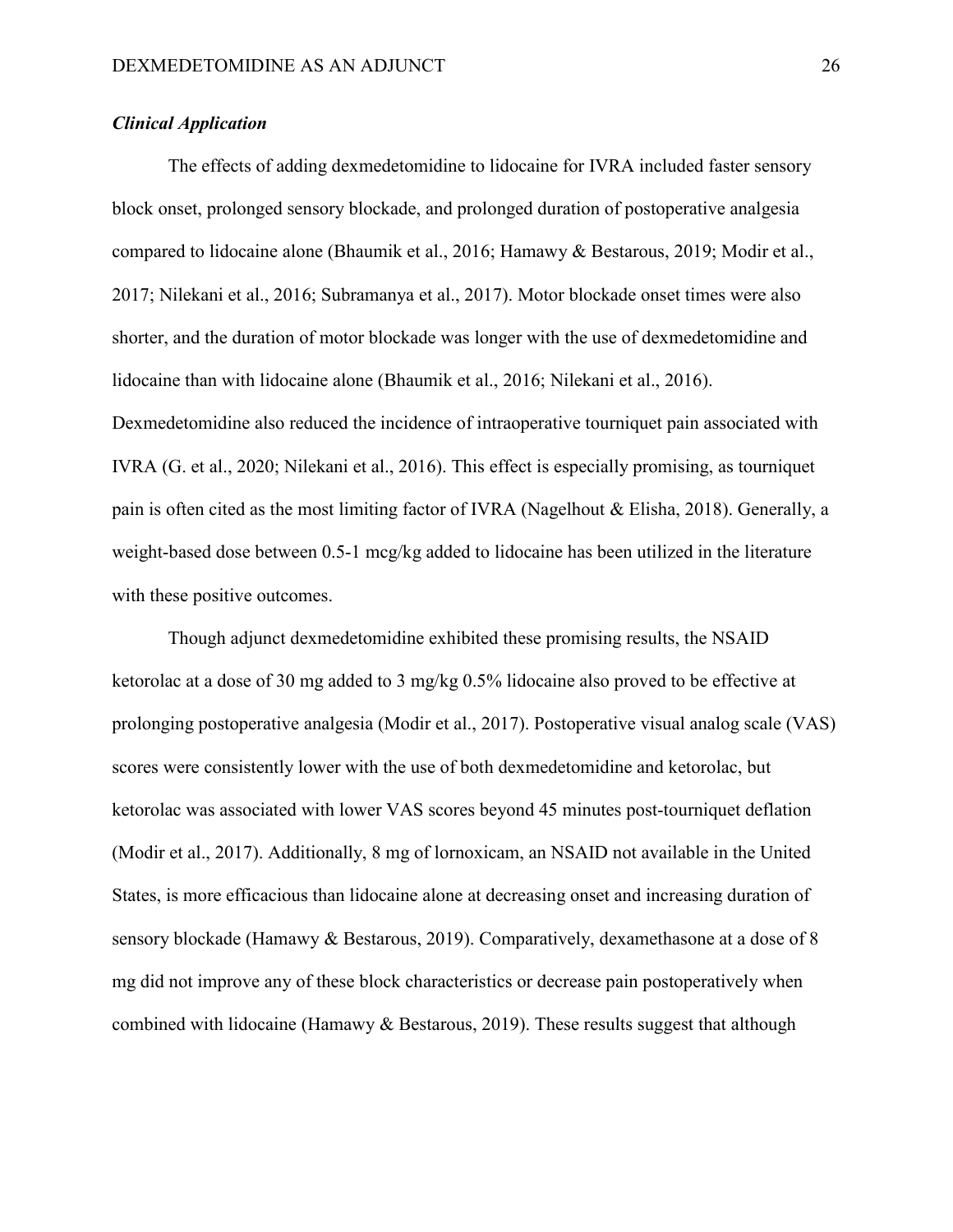### *Clinical Application*

The effects of adding dexmedetomidine to lidocaine for IVRA included faster sensory block onset, prolonged sensory blockade, and prolonged duration of postoperative analgesia compared to lidocaine alone (Bhaumik et al., 2016; Hamawy & Bestarous, 2019; Modir et al., 2017; Nilekani et al., 2016; Subramanya et al., 2017). Motor blockade onset times were also shorter, and the duration of motor blockade was longer with the use of dexmedetomidine and lidocaine than with lidocaine alone (Bhaumik et al., 2016; Nilekani et al., 2016). Dexmedetomidine also reduced the incidence of intraoperative tourniquet pain associated with IVRA (G. et al., 2020; Nilekani et al., 2016). This effect is especially promising, as tourniquet pain is often cited as the most limiting factor of IVRA (Nagelhout & Elisha, 2018). Generally, a weight-based dose between 0.5-1 mcg/kg added to lidocaine has been utilized in the literature with these positive outcomes.

Though adjunct dexmedetomidine exhibited these promising results, the NSAID ketorolac at a dose of 30 mg added to 3 mg/kg 0.5% lidocaine also proved to be effective at prolonging postoperative analgesia (Modir et al., 2017). Postoperative visual analog scale (VAS) scores were consistently lower with the use of both dexmedetomidine and ketorolac, but ketorolac was associated with lower VAS scores beyond 45 minutes post-tourniquet deflation (Modir et al., 2017). Additionally, 8 mg of lornoxicam, an NSAID not available in the United States, is more efficacious than lidocaine alone at decreasing onset and increasing duration of sensory blockade (Hamawy & Bestarous, 2019). Comparatively, dexamethasone at a dose of 8 mg did not improve any of these block characteristics or decrease pain postoperatively when combined with lidocaine (Hamawy & Bestarous, 2019). These results suggest that although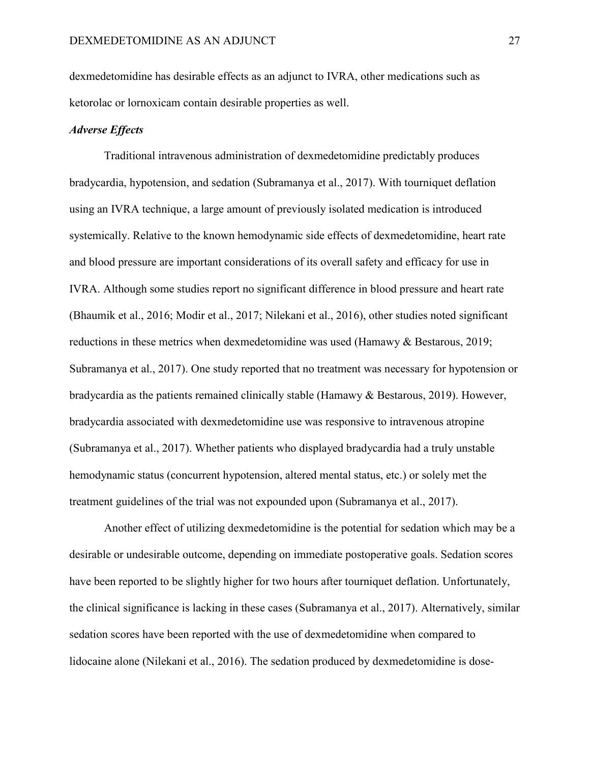dexmedetomidine has desirable effects as an adjunct to IVRA, other medications such as ketorolac or lornoxicam contain desirable properties as well.

### *Adverse Effects*

Traditional intravenous administration of dexmedetomidine predictably produces bradycardia, hypotension, and sedation (Subramanya et al., 2017). With tourniquet deflation using an IVRA technique, a large amount of previously isolated medication is introduced systemically. Relative to the known hemodynamic side effects of dexmedetomidine, heart rate and blood pressure are important considerations of its overall safety and efficacy for use in IVRA. Although some studies report no significant difference in blood pressure and heart rate (Bhaumik et al., 2016; Modir et al., 2017; Nilekani et al., 2016), other studies noted significant reductions in these metrics when dexmedetomidine was used (Hamawy & Bestarous, 2019; Subramanya et al., 2017). One study reported that no treatment was necessary for hypotension or bradycardia as the patients remained clinically stable (Hamawy & Bestarous, 2019). However, bradycardia associated with dexmedetomidine use was responsive to intravenous atropine (Subramanya et al., 2017). Whether patients who displayed bradycardia had a truly unstable hemodynamic status (concurrent hypotension, altered mental status, etc.) or solely met the treatment guidelines of the trial was not expounded upon (Subramanya et al., 2017).

Another effect of utilizing dexmedetomidine is the potential for sedation which may be a desirable or undesirable outcome, depending on immediate postoperative goals. Sedation scores have been reported to be slightly higher for two hours after tourniquet deflation. Unfortunately, the clinical significance is lacking in these cases (Subramanya et al., 2017). Alternatively, similar sedation scores have been reported with the use of dexmedetomidine when compared to lidocaine alone (Nilekani et al., 2016). The sedation produced by dexmedetomidine is dose-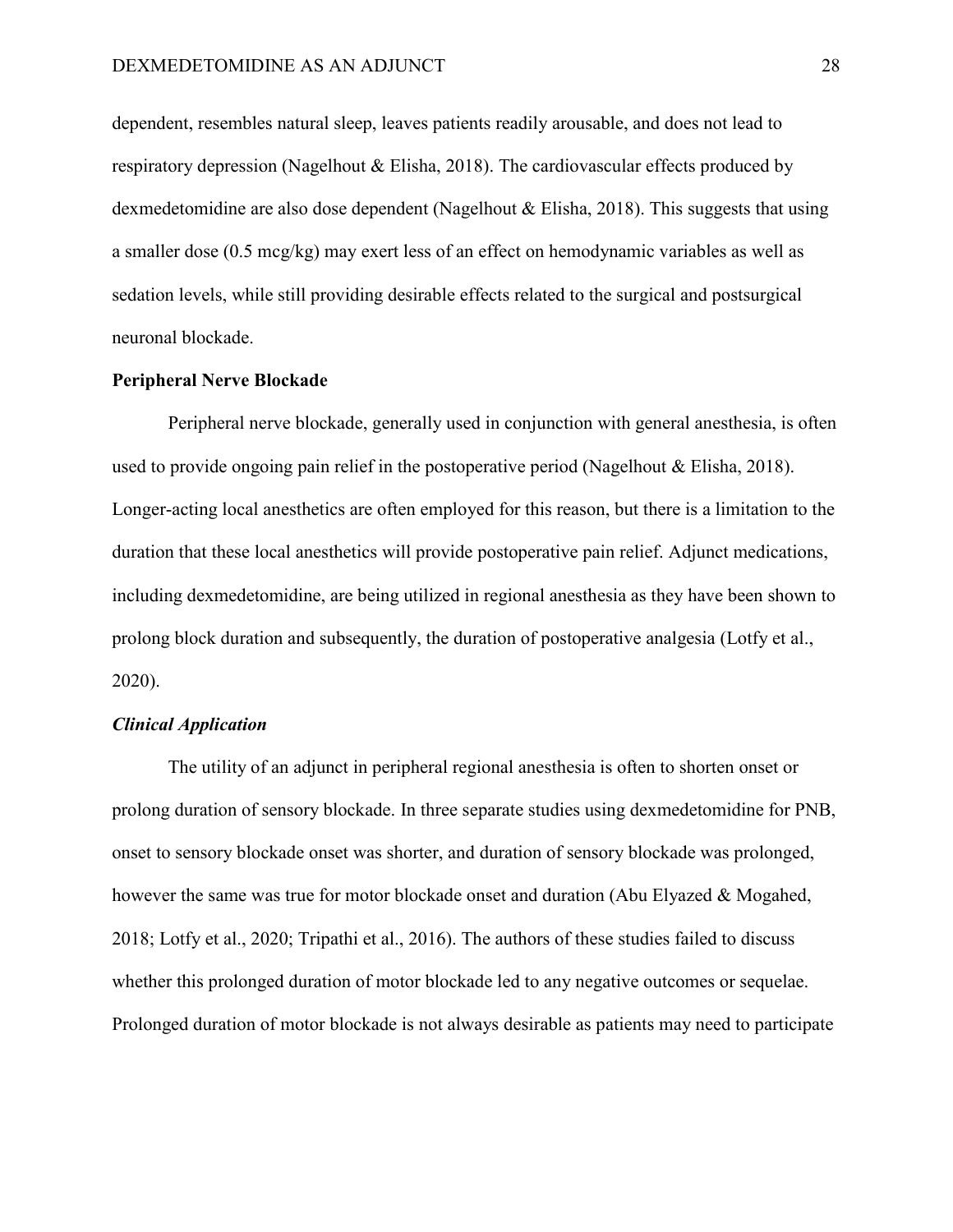dependent, resembles natural sleep, leaves patients readily arousable, and does not lead to respiratory depression (Nagelhout & Elisha, 2018). The cardiovascular effects produced by dexmedetomidine are also dose dependent (Nagelhout & Elisha, 2018). This suggests that using a smaller dose (0.5 mcg/kg) may exert less of an effect on hemodynamic variables as well as sedation levels, while still providing desirable effects related to the surgical and postsurgical neuronal blockade.

## Peripheral Nerve Blockade

Peripheral nerve blockade, generally used in conjunction with general anesthesia, is often used to provide ongoing pain relief in the postoperative period (Nagelhout & Elisha, 2018). Longer-acting local anesthetics are often employed for this reason, but there is a limitation to the duration that these local anesthetics will provide postoperative pain relief. Adjunct medications, including dexmedetomidine, are being utilized in regional anesthesia as they have been shown to prolong block duration and subsequently, the duration of postoperative analgesia (Lotfy et al., 2020).

### *Clinical Application*

The utility of an adjunct in peripheral regional anesthesia is often to shorten onset or prolong duration of sensory blockade. In three separate studies using dexmedetomidine for PNB, onset to sensory blockade onset was shorter, and duration of sensory blockade was prolonged, however the same was true for motor blockade onset and duration (Abu Elyazed & Mogahed, 2018; Lotfy et al., 2020; Tripathi et al., 2016). The authors of these studies failed to discuss whether this prolonged duration of motor blockade led to any negative outcomes or sequelae. Prolonged duration of motor blockade is not always desirable as patients may need to participate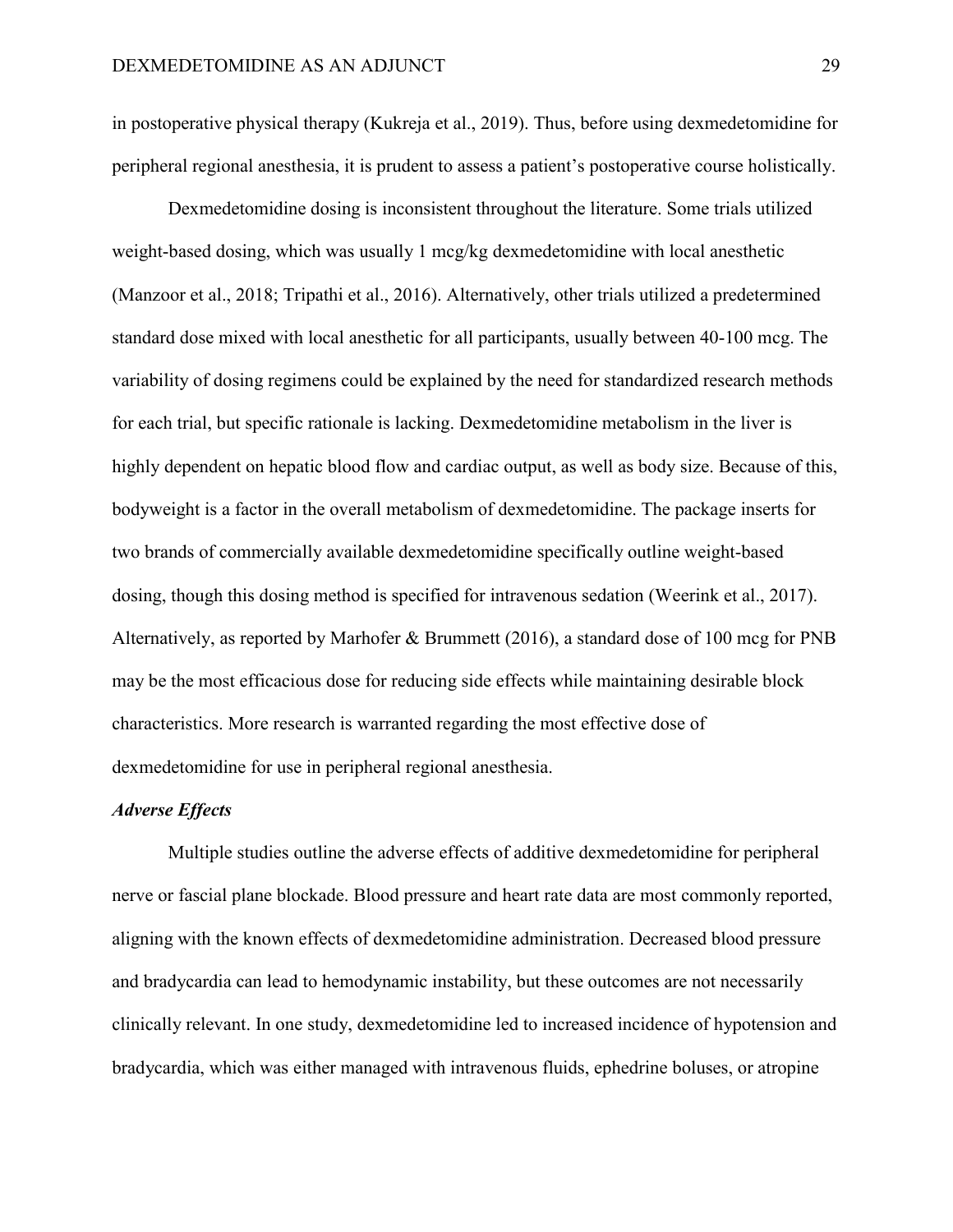in postoperative physical therapy (Kukreja et al., 2019). Thus, before using dexmedetomidine for peripheral regional anesthesia, it is prudent to assess a patient's postoperative course holistically.

Dexmedetomidine dosing is inconsistent throughout the literature. Some trials utilized weight-based dosing, which was usually 1 mcg/kg dexmedetomidine with local anesthetic (Manzoor et al., 2018; Tripathi et al., 2016). Alternatively, other trials utilized a predetermined standard dose mixed with local anesthetic for all participants, usually between 40-100 mcg. The variability of dosing regimens could be explained by the need for standardized research methods for each trial, but specific rationale is lacking. Dexmedetomidine metabolism in the liver is highly dependent on hepatic blood flow and cardiac output, as well as body size. Because of this, bodyweight is a factor in the overall metabolism of dexmedetomidine. The package inserts for two brands of commercially available dexmedetomidine specifically outline weight-based dosing, though this dosing method is specified for intravenous sedation (Weerink et al., 2017). Alternatively, as reported by Marhofer & Brummett (2016), a standard dose of 100 mcg for PNB may be the most efficacious dose for reducing side effects while maintaining desirable block characteristics. More research is warranted regarding the most effective dose of dexmedetomidine for use in peripheral regional anesthesia.

### *Adverse Effects*

Multiple studies outline the adverse effects of additive dexmedetomidine for peripheral nerve or fascial plane blockade. Blood pressure and heart rate data are most commonly reported, aligning with the known effects of dexmedetomidine administration. Decreased blood pressure and bradycardia can lead to hemodynamic instability, but these outcomes are not necessarily clinically relevant. In one study, dexmedetomidine led to increased incidence of hypotension and bradycardia, which was either managed with intravenous fluids, ephedrine boluses, or atropine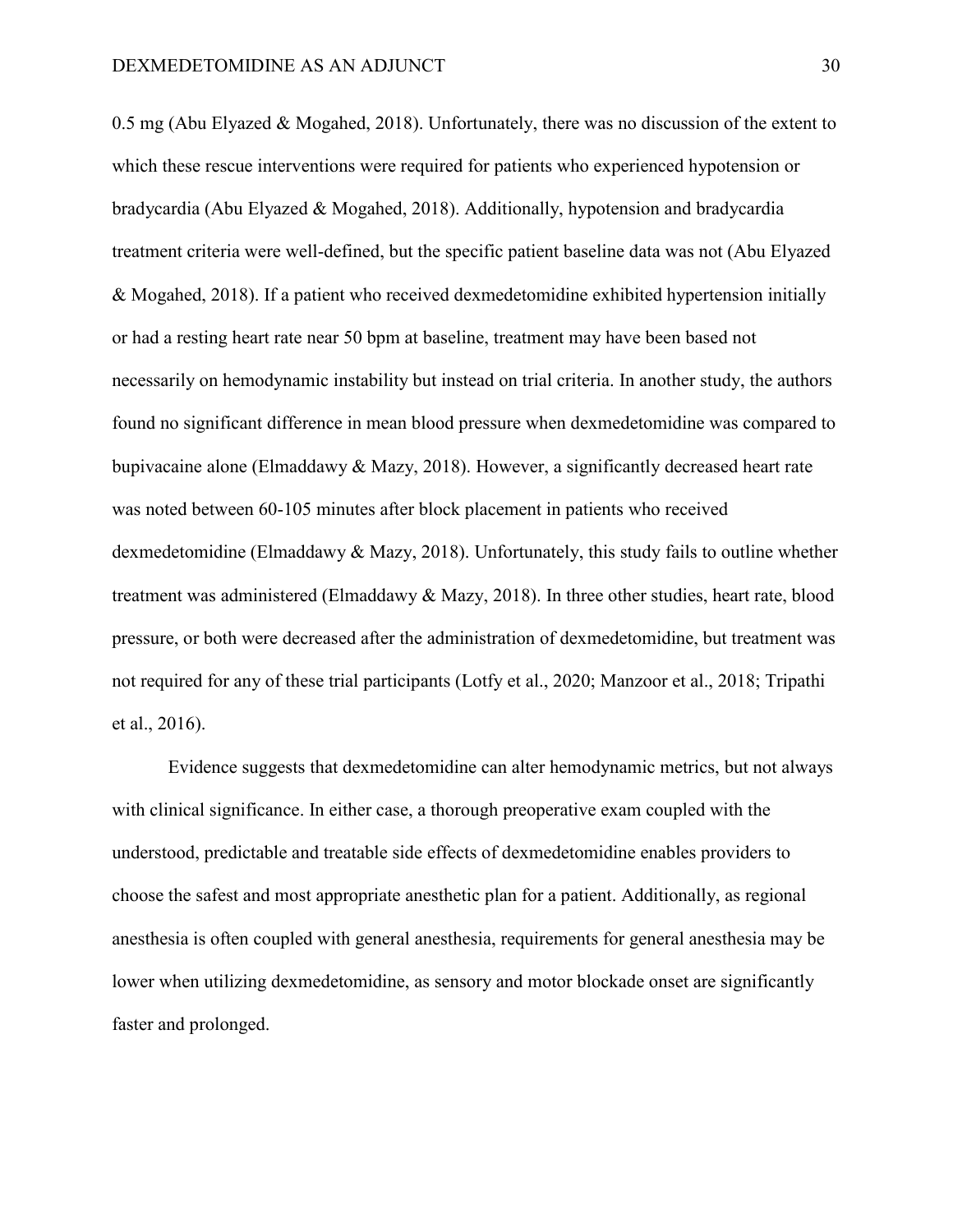0.5 mg (Abu Elyazed & Mogahed, 2018). Unfortunately, there was no discussion of the extent to which these rescue interventions were required for patients who experienced hypotension or bradycardia (Abu Elyazed & Mogahed, 2018). Additionally, hypotension and bradycardia treatment criteria were well-defined, but the specific patient baseline data was not (Abu Elyazed & Mogahed, 2018). If a patient who received dexmedetomidine exhibited hypertension initially or had a resting heart rate near 50 bpm at baseline, treatment may have been based not necessarily on hemodynamic instability but instead on trial criteria. In another study, the authors found no significant difference in mean blood pressure when dexmedetomidine was compared to bupivacaine alone (Elmaddawy & Mazy, 2018). However, a significantly decreased heart rate was noted between 60-105 minutes after block placement in patients who received dexmedetomidine (Elmaddawy & Mazy, 2018). Unfortunately, this study fails to outline whether treatment was administered (Elmaddawy & Mazy, 2018). In three other studies, heart rate, blood pressure, or both were decreased after the administration of dexmedetomidine, but treatment was not required for any of these trial participants (Lotfy et al., 2020; Manzoor et al., 2018; Tripathi et al., 2016).

Evidence suggests that dexmedetomidine can alter hemodynamic metrics, but not always with clinical significance. In either case, a thorough preoperative exam coupled with the understood, predictable and treatable side effects of dexmedetomidine enables providers to choose the safest and most appropriate anesthetic plan for a patient. Additionally, as regional anesthesia is often coupled with general anesthesia, requirements for general anesthesia may be lower when utilizing dexmedetomidine, as sensory and motor blockade onset are significantly faster and prolonged.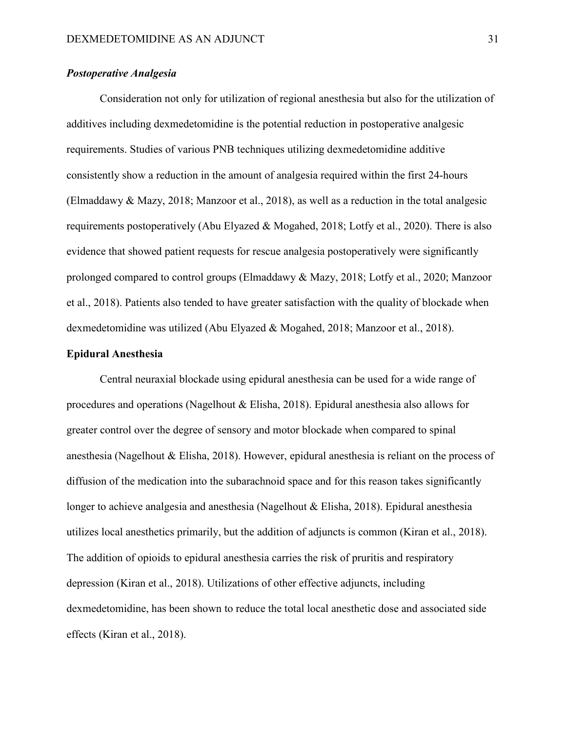### *Postoperative Analgesia*

Consideration not only for utilization of regional anesthesia but also for the utilization of additives including dexmedetomidine is the potential reduction in postoperative analgesic requirements. Studies of various PNB techniques utilizing dexmedetomidine additive consistently show a reduction in the amount of analgesia required within the first 24-hours (Elmaddawy & Mazy, 2018; Manzoor et al., 2018), as well as a reduction in the total analgesic requirements postoperatively (Abu Elyazed & Mogahed, 2018; Lotfy et al., 2020). There is also evidence that showed patient requests for rescue analgesia postoperatively were significantly prolonged compared to control groups (Elmaddawy & Mazy, 2018; Lotfy et al., 2020; Manzoor et al., 2018). Patients also tended to have greater satisfaction with the quality of blockade when dexmedetomidine was utilized (Abu Elyazed & Mogahed, 2018; Manzoor et al., 2018).

## Epidural Anesthesia

Central neuraxial blockade using epidural anesthesia can be used for a wide range of procedures and operations (Nagelhout & Elisha, 2018). Epidural anesthesia also allows for greater control over the degree of sensory and motor blockade when compared to spinal anesthesia (Nagelhout & Elisha, 2018). However, epidural anesthesia is reliant on the process of diffusion of the medication into the subarachnoid space and for this reason takes significantly longer to achieve analgesia and anesthesia (Nagelhout & Elisha, 2018). Epidural anesthesia utilizes local anesthetics primarily, but the addition of adjuncts is common (Kiran et al., 2018). The addition of opioids to epidural anesthesia carries the risk of pruritis and respiratory depression (Kiran et al., 2018). Utilizations of other effective adjuncts, including dexmedetomidine, has been shown to reduce the total local anesthetic dose and associated side effects (Kiran et al., 2018).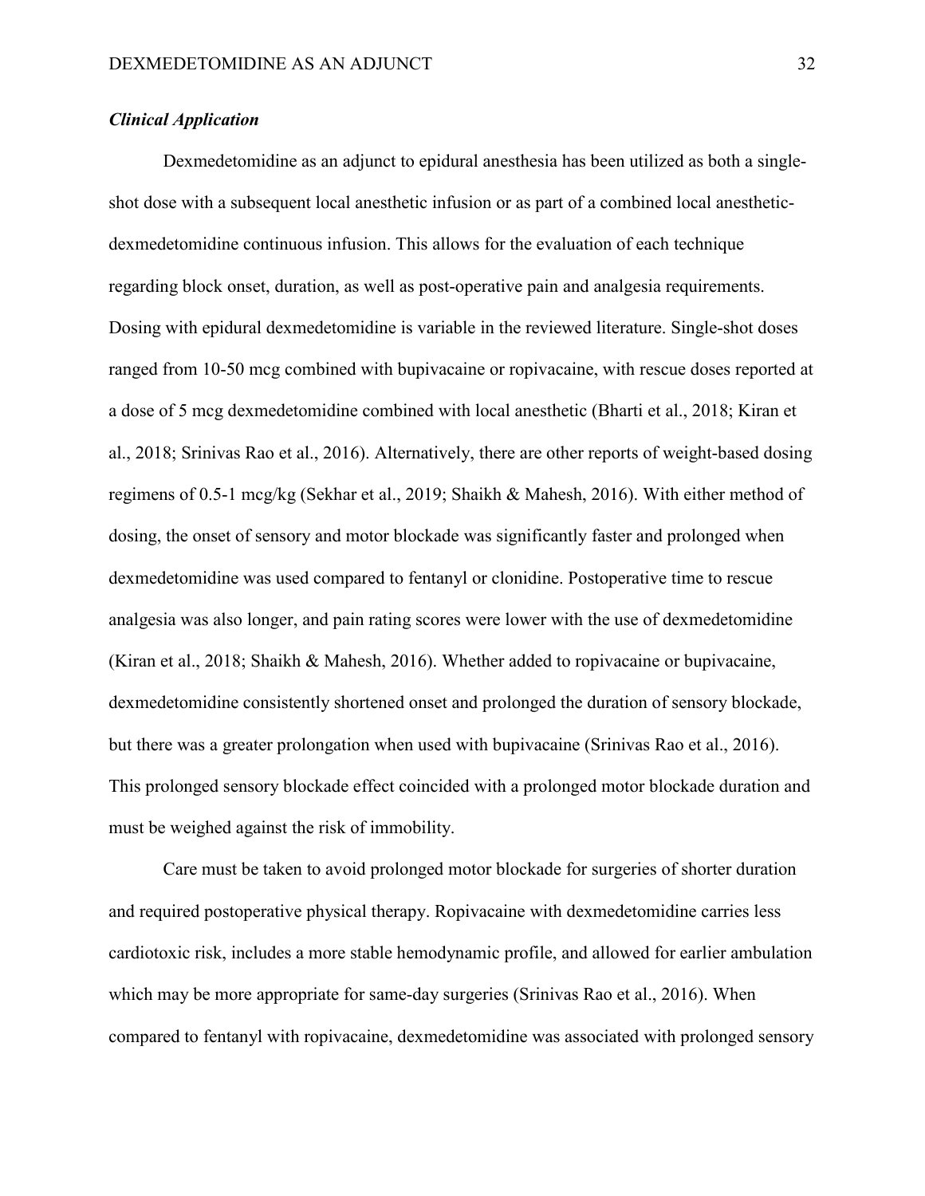### *Clinical Application*

Dexmedetomidine as an adjunct to epidural anesthesia has been utilized as both a single-shot dose with a subsequent local anesthetic infusion or as part of a combined local anesthetic-dexmedetomidine continuous infusion. This allows for the evaluation of each technique regarding block onset, duration, as well as post-operative pain and analgesia requirements. Dosing with epidural dexmedetomidine is variable in the reviewed literature. Single-shot doses ranged from 10-50 mcg combined with bupivacaine or ropivacaine, with rescue doses reported at a dose of 5 mcg dexmedetomidine combined with local anesthetic (Bharti et al., 2018; Kiran et al., 2018; Srinivas Rao et al., 2016). Alternatively, there are other reports of weight-based dosing regimens of 0.5-1 mcg/kg (Sekhar et al., 2019; Shaikh & Mahesh, 2016). With either method of dosing, the onset of sensory and motor blockade was significantly faster and prolonged when dexmedetomidine was used compared to fentanyl or clonidine. Postoperative time to rescue analgesia was also longer, and pain rating scores were lower with the use of dexmedetomidine (Kiran et al., 2018; Shaikh & Mahesh, 2016). Whether added to ropivacaine or bupivacaine, dexmedetomidine consistently shortened onset and prolonged the duration of sensory blockade, but there was a greater prolongation when used with bupivacaine (Srinivas Rao et al., 2016). This prolonged sensory blockade effect coincided with a prolonged motor blockade duration and must be weighed against the risk of immobility.

Care must be taken to avoid prolonged motor blockade for surgeries of shorter duration and required postoperative physical therapy. Ropivacaine with dexmedetomidine carries less cardiotoxic risk, includes a more stable hemodynamic profile, and allowed for earlier ambulation which may be more appropriate for same-day surgeries (Srinivas Rao et al., 2016). When compared to fentanyl with ropivacaine, dexmedetomidine was associated with prolonged sensory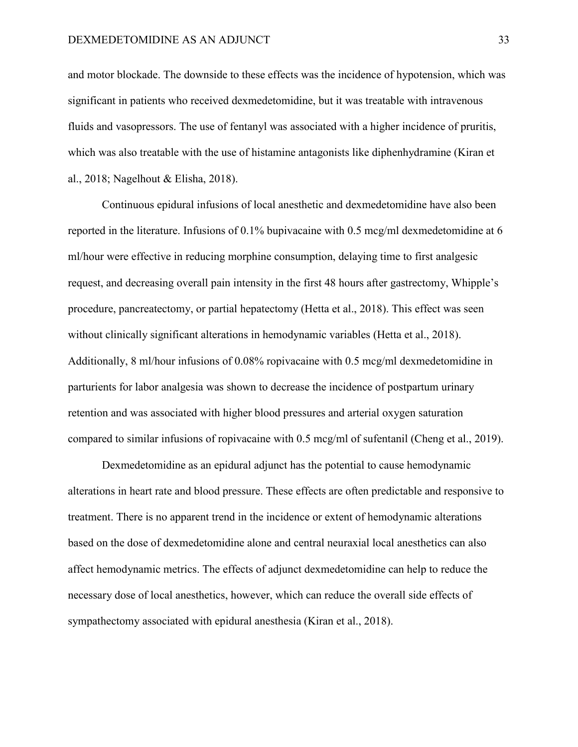and motor blockade. The downside to these effects was the incidence of hypotension, which was significant in patients who received dexmedetomidine, but it was treatable with intravenous fluids and vasopressors. The use of fentanyl was associated with a higher incidence of pruritis, which was also treatable with the use of histamine antagonists like diphenhydramine (Kiran et al., 2018; Nagelhout & Elisha, 2018).

Continuous epidural infusions of local anesthetic and dexmedetomidine have also been reported in the literature. Infusions of 0.1% bupivacaine with 0.5 mcg/ml dexmedetomidine at 6 ml/hour were effective in reducing morphine consumption, delaying time to first analgesic request, and decreasing overall pain intensity in the first 48 hours after gastrectomy, Whipple's procedure, pancreatectomy, or partial hepatectomy (Hetta et al., 2018). This effect was seen without clinically significant alterations in hemodynamic variables (Hetta et al., 2018). Additionally, 8 ml/hour infusions of 0.08% ropivacaine with 0.5 mcg/ml dexmedetomidine in parturients for labor analgesia was shown to decrease the incidence of postpartum urinary retention and was associated with higher blood pressures and arterial oxygen saturation compared to similar infusions of ropivacaine with 0.5 mcg/ml of sufentanil (Cheng et al., 2019).

Dexmedetomidine as an epidural adjunct has the potential to cause hemodynamic alterations in heart rate and blood pressure. These effects are often predictable and responsive to treatment. There is no apparent trend in the incidence or extent of hemodynamic alterations based on the dose of dexmedetomidine alone and central neuraxial local anesthetics can also affect hemodynamic metrics. The effects of adjunct dexmedetomidine can help to reduce the necessary dose of local anesthetics, however, which can reduce the overall side effects of sympathectomy associated with epidural anesthesia (Kiran et al., 2018).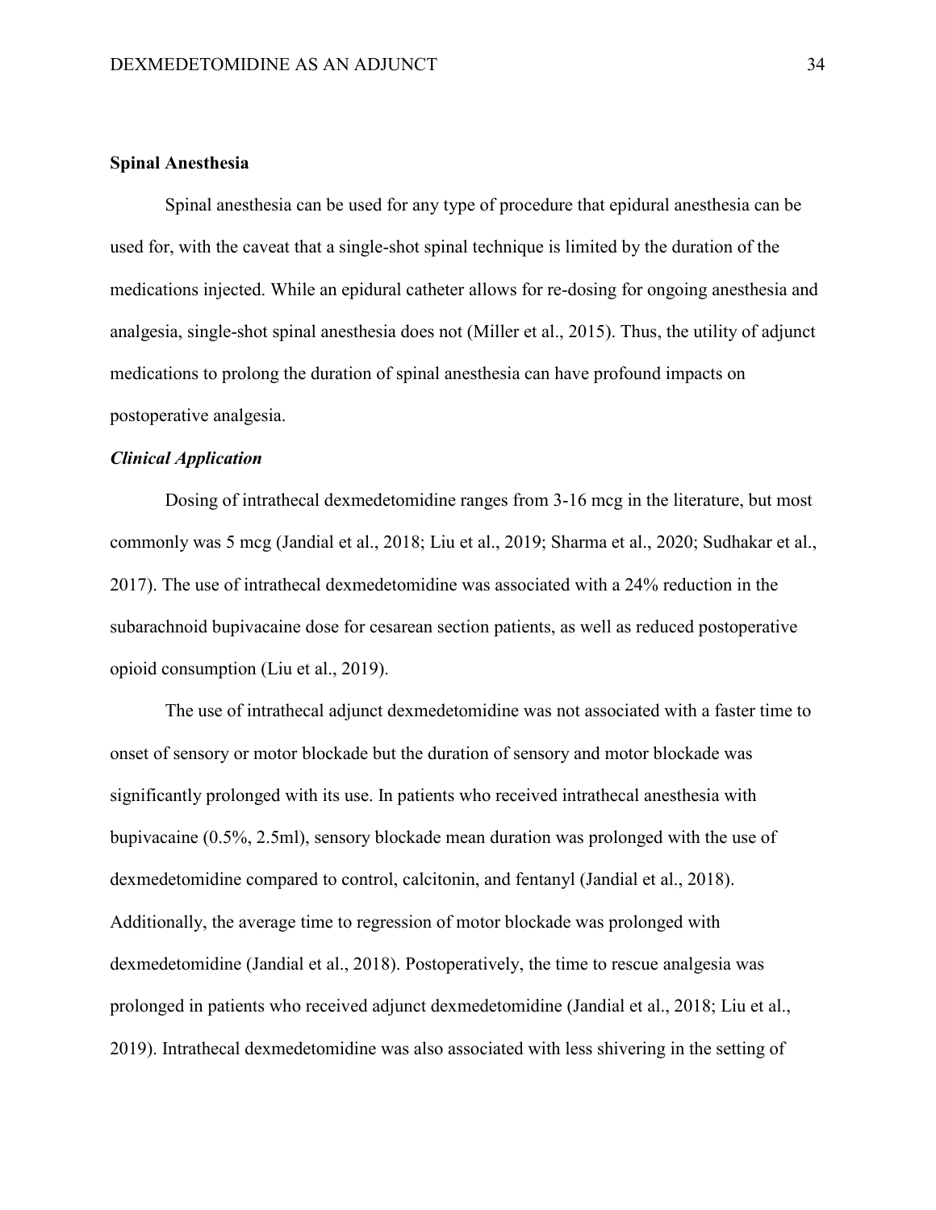## Spinal Anesthesia

Spinal anesthesia can be used for any type of procedure that epidural anesthesia can be used for, with the caveat that a single-shot spinal technique is limited by the duration of the medications injected. While an epidural catheter allows for re-dosing for ongoing anesthesia and analgesia, single-shot spinal anesthesia does not (Miller et al., 2015). Thus, the utility of adjunct medications to prolong the duration of spinal anesthesia can have profound impacts on postoperative analgesia.

### *Clinical Application*

Dosing of intrathecal dexmedetomidine ranges from 3-16 mcg in the literature, but most commonly was 5 mcg (Jandial et al., 2018; Liu et al., 2019; Sharma et al., 2020; Sudhakar et al., 2017). The use of intrathecal dexmedetomidine was associated with a 24% reduction in the subarachnoid bupivacaine dose for cesarean section patients, as well as reduced postoperative opioid consumption (Liu et al., 2019).

The use of intrathecal adjunct dexmedetomidine was not associated with a faster time to onset of sensory or motor blockade but the duration of sensory and motor blockade was significantly prolonged with its use. In patients who received intrathecal anesthesia with bupivacaine (0.5%, 2.5ml), sensory blockade mean duration was prolonged with the use of dexmedetomidine compared to control, calcitonin, and fentanyl (Jandial et al., 2018). Additionally, the average time to regression of motor blockade was prolonged with dexmedetomidine (Jandial et al., 2018). Postoperatively, the time to rescue analgesia was prolonged in patients who received adjunct dexmedetomidine (Jandial et al., 2018; Liu et al., 2019). Intrathecal dexmedetomidine was also associated with less shivering in the setting of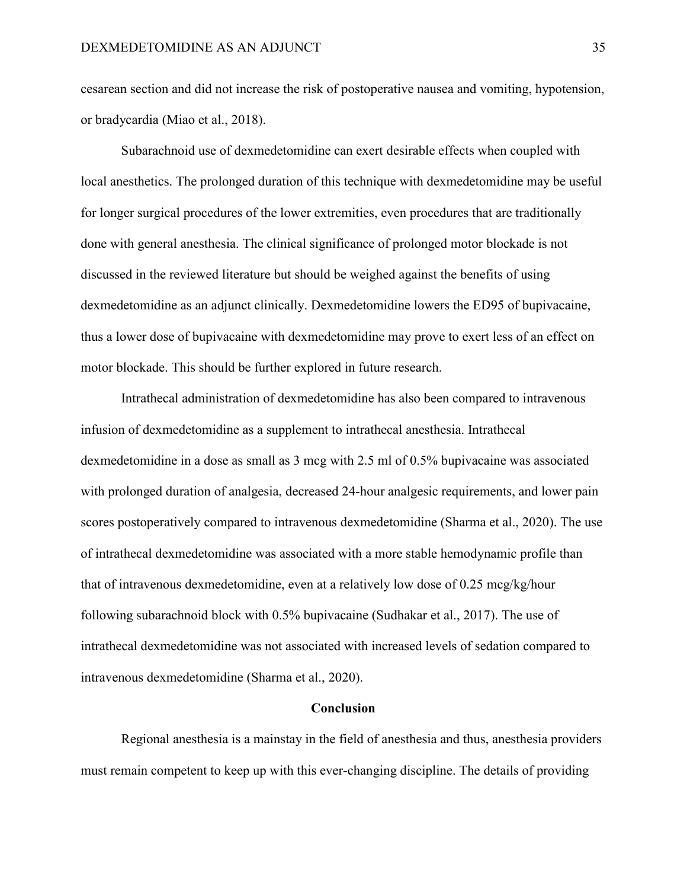cesarean section and did not increase the risk of postoperative nausea and vomiting, hypotension, or bradycardia (Miao et al., 2018).

Subarachnoid use of dexmedetomidine can exert desirable effects when coupled with local anesthetics. The prolonged duration of this technique with dexmedetomidine may be useful for longer surgical procedures of the lower extremities, even procedures that are traditionally done with general anesthesia. The clinical significance of prolonged motor blockade is not discussed in the reviewed literature but should be weighed against the benefits of using dexmedetomidine as an adjunct clinically. Dexmedetomidine lowers the ED95 of bupivacaine, thus a lower dose of bupivacaine with dexmedetomidine may prove to exert less of an effect on motor blockade. This should be further explored in future research.

Intrathecal administration of dexmedetomidine has also been compared to intravenous infusion of dexmedetomidine as a supplement to intrathecal anesthesia. Intrathecal dexmedetomidine in a dose as small as 3 mcg with 2.5 ml of 0.5% bupivacaine was associated with prolonged duration of analgesia, decreased 24-hour analgesic requirements, and lower pain scores postoperatively compared to intravenous dexmedetomidine (Sharma et al., 2020). The use of intrathecal dexmedetomidine was associated with a more stable hemodynamic profile than that of intravenous dexmedetomidine, even at a relatively low dose of 0.25 mcg/kg/hour following subarachnoid block with 0.5% bupivacaine (Sudhakar et al., 2017). The use of intrathecal dexmedetomidine was not associated with increased levels of sedation compared to intravenous dexmedetomidine (Sharma et al., 2020).

## Conclusion

Regional anesthesia is a mainstay in the field of anesthesia and thus, anesthesia providers must remain competent to keep up with this ever-changing discipline. The details of providing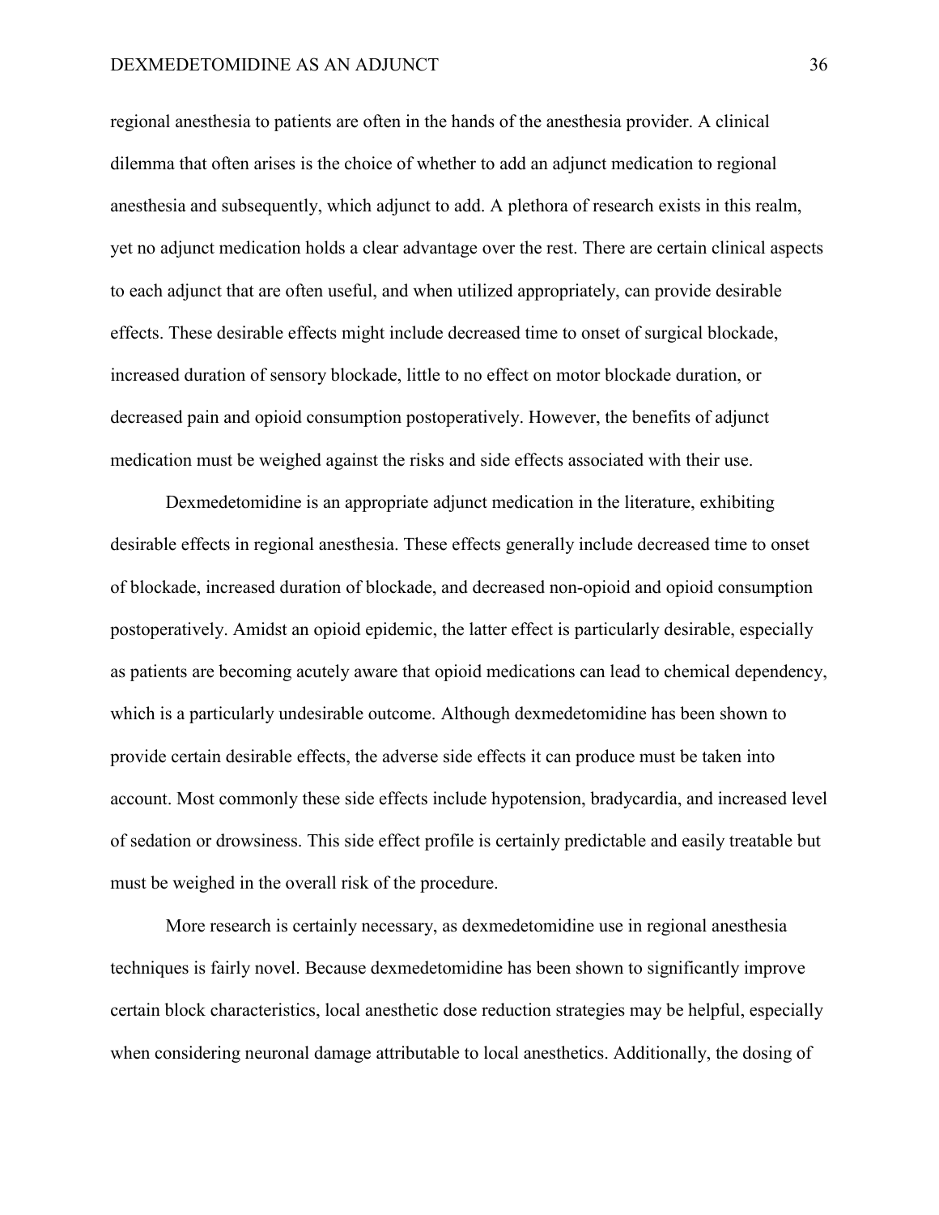regional anesthesia to patients are often in the hands of the anesthesia provider. A clinical dilemma that often arises is the choice of whether to add an adjunct medication to regional anesthesia and subsequently, which adjunct to add. A plethora of research exists in this realm, yet no adjunct medication holds a clear advantage over the rest. There are certain clinical aspects to each adjunct that are often useful, and when utilized appropriately, can provide desirable effects. These desirable effects might include decreased time to onset of surgical blockade, increased duration of sensory blockade, little to no effect on motor blockade duration, or decreased pain and opioid consumption postoperatively. However, the benefits of adjunct medication must be weighed against the risks and side effects associated with their use.

Dexmedetomidine is an appropriate adjunct medication in the literature, exhibiting desirable effects in regional anesthesia. These effects generally include decreased time to onset of blockade, increased duration of blockade, and decreased non-opioid and opioid consumption postoperatively. Amidst an opioid epidemic, the latter effect is particularly desirable, especially as patients are becoming acutely aware that opioid medications can lead to chemical dependency, which is a particularly undesirable outcome. Although dexmedetomidine has been shown to provide certain desirable effects, the adverse side effects it can produce must be taken into account. Most commonly these side effects include hypotension, bradycardia, and increased level of sedation or drowsiness. This side effect profile is certainly predictable and easily treatable but must be weighed in the overall risk of the procedure.

More research is certainly necessary, as dexmedetomidine use in regional anesthesia techniques is fairly novel. Because dexmedetomidine has been shown to significantly improve certain block characteristics, local anesthetic dose reduction strategies may be helpful, especially when considering neuronal damage attributable to local anesthetics. Additionally, the dosing of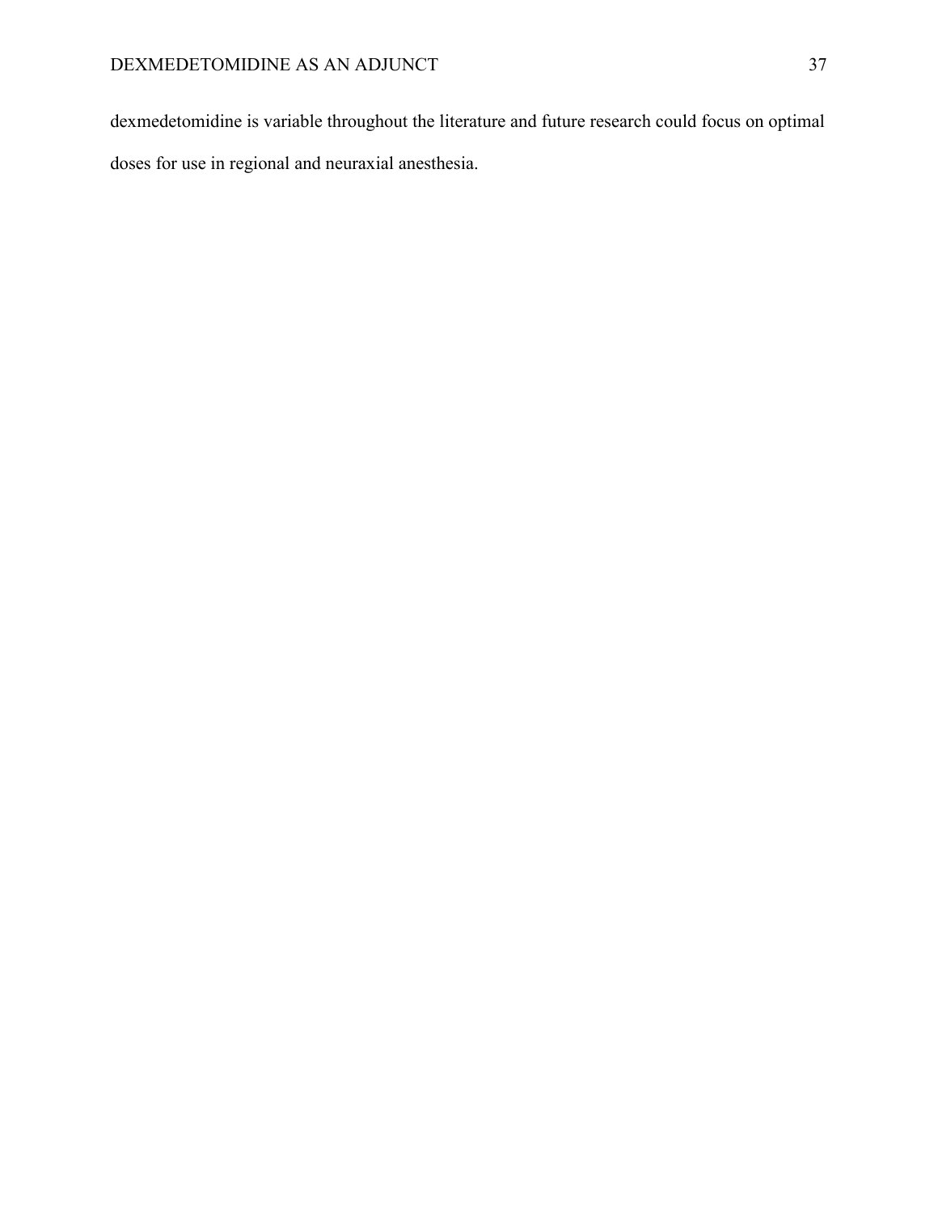dexmedetomidine is variable throughout the literature and future research could focus on optimal doses for use in regional and neuraxial anesthesia.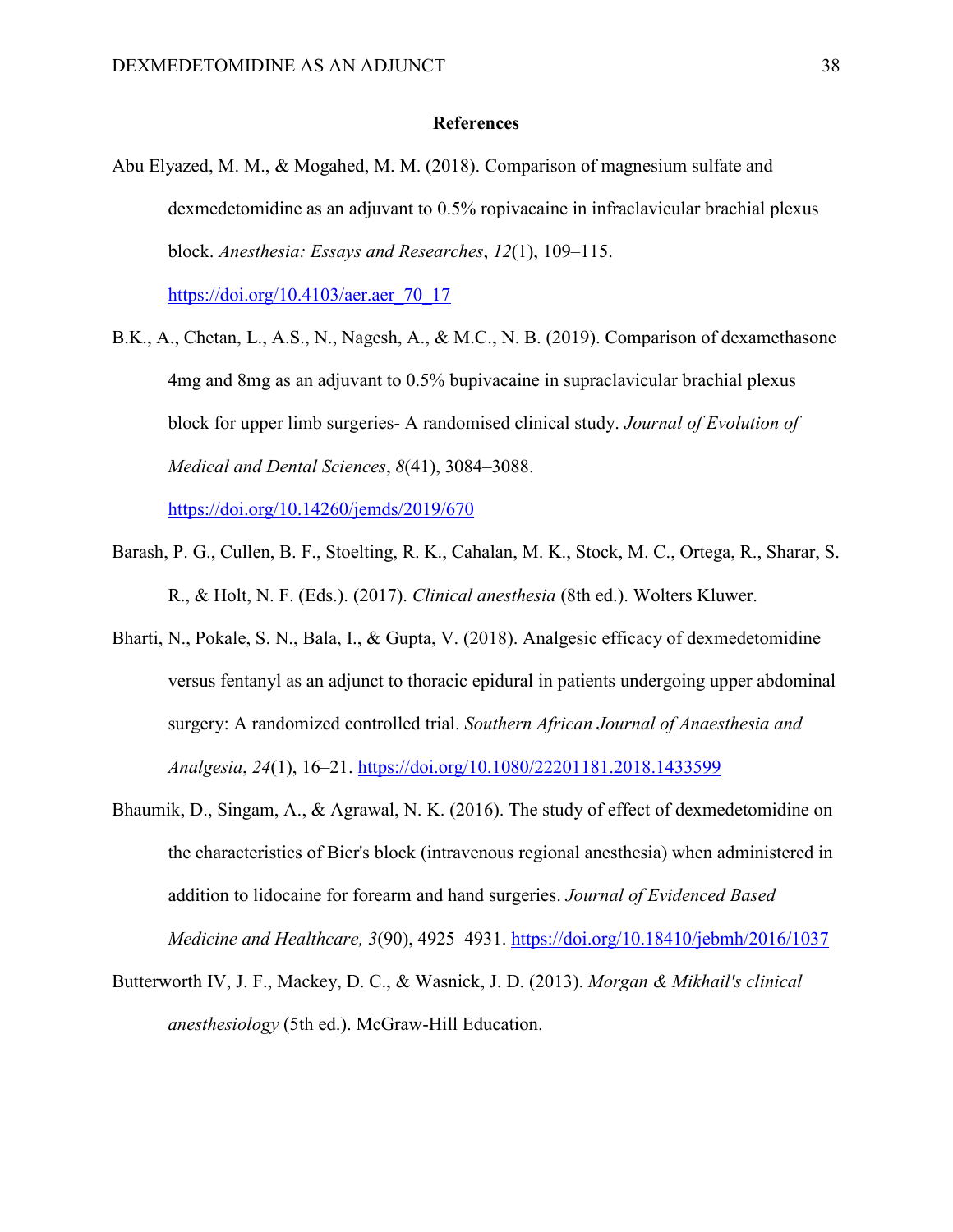# References

Abu Elyazed, M. M., & Mogahed, M. M. (2018). Comparison of magnesium sulfate and dexmedetomidine as an adjuvant to 0.5% ropivacaine in infraclavicular brachial plexus block. *Anesthesia: Essays and Researches*, *12*(1), 109–115. https://doi.org/10.4103/aer.aer_70_17

B.K., A., Chetan, L., A.S., N., Nagesh, A., & M.C., N. B. (2019). Comparison of dexamethasone 4mg and 8mg as an adjuvant to 0.5% bupivacaine in supraclavicular brachial plexus block for upper limb surgeries- A randomised clinical study. *Journal of Evolution of Medical and Dental Sciences*, *8*(41), 3084–3088. https://doi.org/10.14260/jemds/2019/670

Barash, P. G., Cullen, B. F., Stoelting, R. K., Cahalan, M. K., Stock, M. C., Ortega, R., Sharar, S. R., & Holt, N. F. (Eds.). (2017). *Clinical anesthesia* (8th ed.). Wolters Kluwer.

Bharti, N., Pokale, S. N., Bala, I., & Gupta, V. (2018). Analgesic efficacy of dexmedetomidine versus fentanyl as an adjunct to thoracic epidural in patients undergoing upper abdominal surgery: A randomized controlled trial. *Southern African Journal of Anaesthesia and Analgesia*, *24*(1), 16–21. https://doi.org/10.1080/22201181.2018.1433599

Bhaumik, D., Singam, A., & Agrawal, N. K. (2016). The study of effect of dexmedetomidine on the characteristics of Bier's block (intravenous regional anesthesia) when administered in addition to lidocaine for forearm and hand surgeries. *Journal of Evidenced Based Medicine and Healthcare, 3*(90), 4925–4931. https://doi.org/10.18410/jebmh/2016/1037

Butterworth IV, J. F., Mackey, D. C., & Wasnick, J. D. (2013). *Morgan & Mikhail's clinical anesthesiology* (5th ed.). McGraw-Hill Education.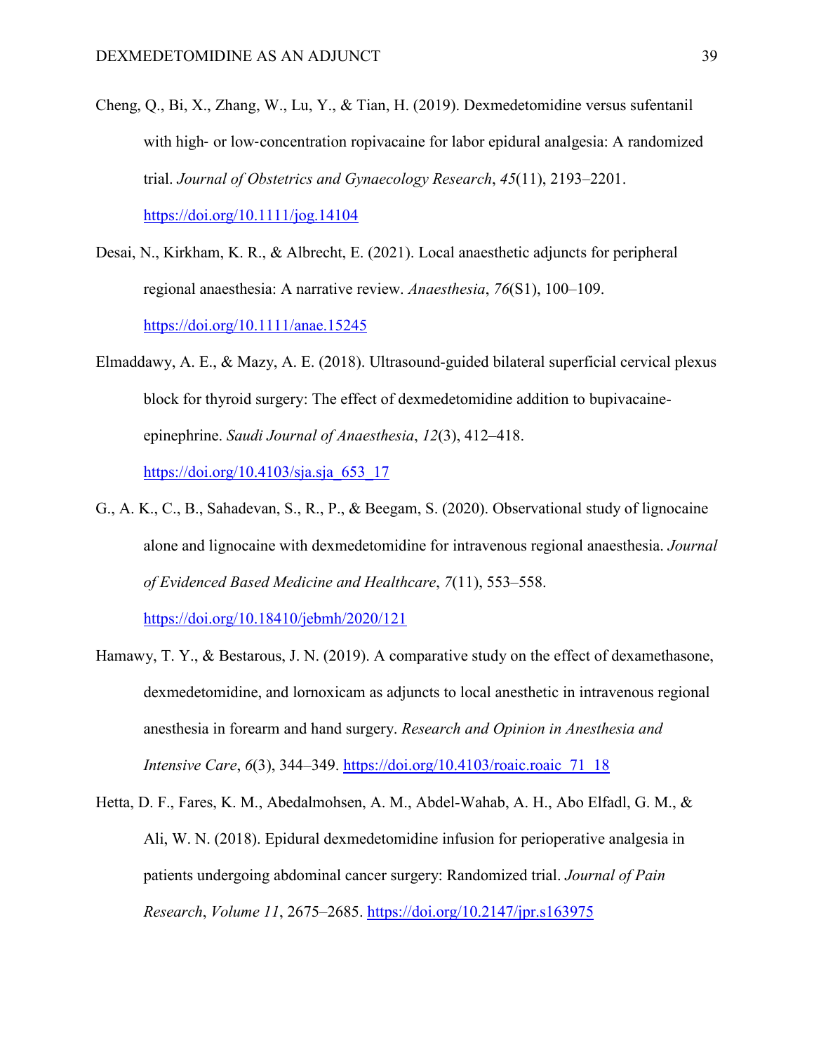Cheng, Q., Bi, X., Zhang, W., Lu, Y., & Tian, H. (2019). Dexmedetomidine versus sufentanil with high- or low-concentration ropivacaine for labor epidural analgesia: A randomized trial. *Journal of Obstetrics and Gynaecology Research*, *45*(11), 2193–2201. https://doi.org/10.1111/jog.14104

Desai, N., Kirkham, K. R., & Albrecht, E. (2021). Local anaesthetic adjuncts for peripheral regional anaesthesia: A narrative review. *Anaesthesia*, *76*(S1), 100–109. https://doi.org/10.1111/anae.15245

Elmaddawy, A. E., & Mazy, A. E. (2018). Ultrasound-guided bilateral superficial cervical plexus block for thyroid surgery: The effect of dexmedetomidine addition to bupivacaine-epinephrine. *Saudi Journal of Anaesthesia*, *12*(3), 412–418. https://doi.org/10.4103/sja.sja_653_17

G., A. K., C., B., Sahadevan, S., R., P., & Beegam, S. (2020). Observational study of lignocaine alone and lignocaine with dexmedetomidine for intravenous regional anaesthesia. *Journal of Evidenced Based Medicine and Healthcare*, *7*(11), 553–558. https://doi.org/10.18410/jebmh/2020/121

Hamawy, T. Y., & Bestarous, J. N. (2019). A comparative study on the effect of dexamethasone, dexmedetomidine, and lornoxicam as adjuncts to local anesthetic in intravenous regional anesthesia in forearm and hand surgery. *Research and Opinion in Anesthesia and Intensive Care*, *6*(3), 344–349. https://doi.org/10.4103/roaic.roaic_71_18

Hetta, D. F., Fares, K. M., Abedalmohsen, A. M., Abdel-Wahab, A. H., Abo Elfadl, G. M., & Ali, W. N. (2018). Epidural dexmedetomidine infusion for perioperative analgesia in patients undergoing abdominal cancer surgery: Randomized trial. *Journal of Pain Research*, *Volume 11*, 2675–2685. https://doi.org/10.2147/jpr.s163975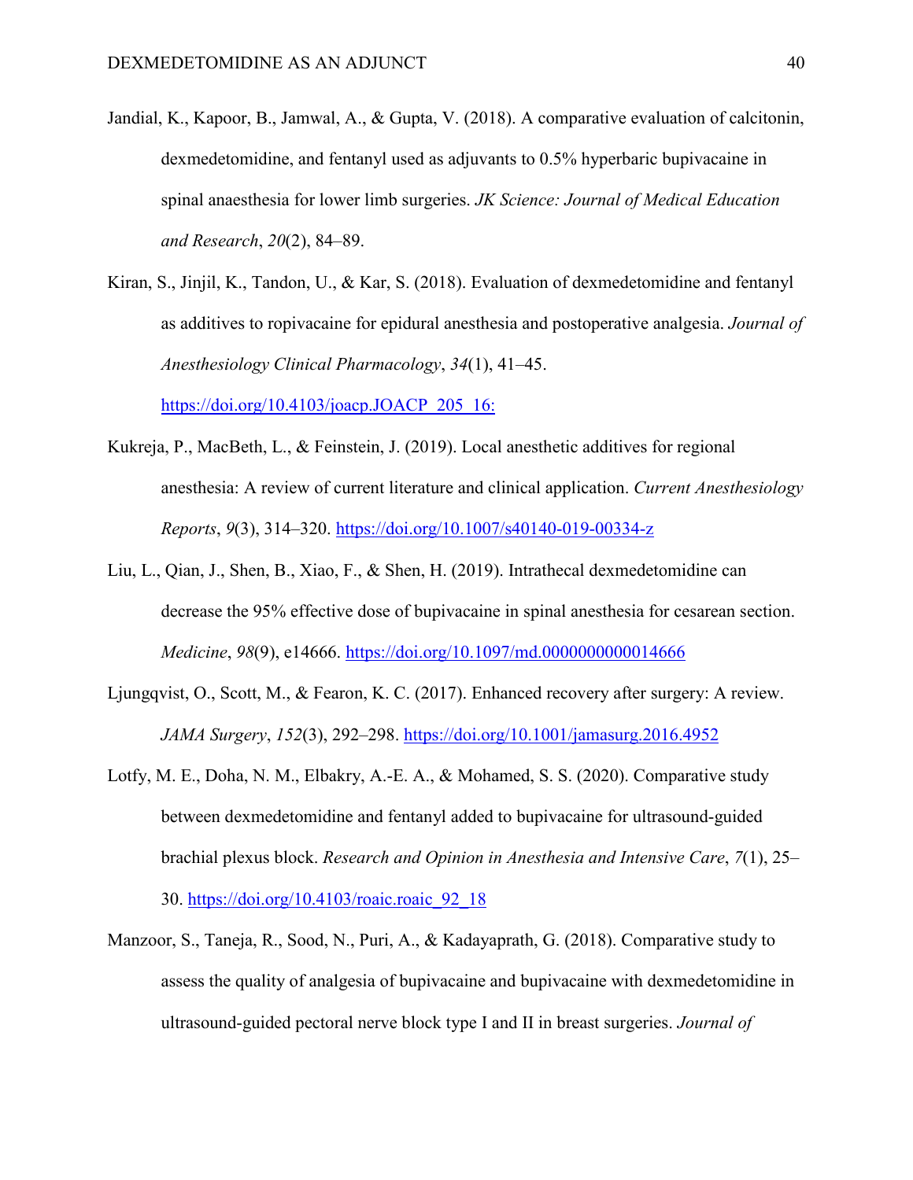Jandial, K., Kapoor, B., Jamwal, A., & Gupta, V. (2018). A comparative evaluation of calcitonin, dexmedetomidine, and fentanyl used as adjuvants to 0.5% hyperbaric bupivacaine in spinal anaesthesia for lower limb surgeries. *JK Science: Journal of Medical Education and Research*, *20*(2), 84–89.

Kiran, S., Jinjil, K., Tandon, U., & Kar, S. (2018). Evaluation of dexmedetomidine and fentanyl as additives to ropivacaine for epidural anesthesia and postoperative analgesia. *Journal of Anesthesiology Clinical Pharmacology*, *34*(1), 41–45. https://doi.org/10.4103/joacp.JOACP_205_16:

Kukreja, P., MacBeth, L., & Feinstein, J. (2019). Local anesthetic additives for regional anesthesia: A review of current literature and clinical application. *Current Anesthesiology Reports*, *9*(3), 314–320. https://doi.org/10.1007/s40140-019-00334-z

Liu, L., Qian, J., Shen, B., Xiao, F., & Shen, H. (2019). Intrathecal dexmedetomidine can decrease the 95% effective dose of bupivacaine in spinal anesthesia for cesarean section. *Medicine*, *98*(9), e14666. https://doi.org/10.1097/md.0000000000014666

Ljungqvist, O., Scott, M., & Fearon, K. C. (2017). Enhanced recovery after surgery: A review. *JAMA Surgery*, *152*(3), 292–298. https://doi.org/10.1001/jamasurg.2016.4952

Lotfy, M. E., Doha, N. M., Elbakry, A.-E. A., & Mohamed, S. S. (2020). Comparative study between dexmedetomidine and fentanyl added to bupivacaine for ultrasound-guided brachial plexus block. *Research and Opinion in Anesthesia and Intensive Care*, *7*(1), 25–30. https://doi.org/10.4103/roaic.roaic_92_18

Manzoor, S., Taneja, R., Sood, N., Puri, A., & Kadayaprath, G. (2018). Comparative study to assess the quality of analgesia of bupivacaine and bupivacaine with dexmedetomidine in ultrasound-guided pectoral nerve block type I and II in breast surgeries. *Journal of*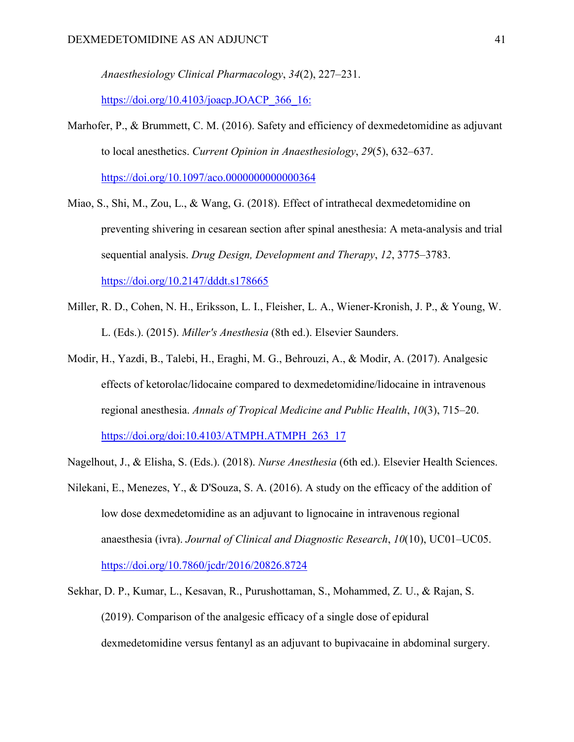*Anaesthesiology Clinical Pharmacology*, *34*(2), 227–231. https://doi.org/10.4103/joacp.JOACP_366_16:

Marhofer, P., & Brummett, C. M. (2016). Safety and efficiency of dexmedetomidine as adjuvant to local anesthetics. *Current Opinion in Anaesthesiology*, *29*(5), 632–637. https://doi.org/10.1097/aco.0000000000000364

Miao, S., Shi, M., Zou, L., & Wang, G. (2018). Effect of intrathecal dexmedetomidine on preventing shivering in cesarean section after spinal anesthesia: A meta-analysis and trial sequential analysis. *Drug Design, Development and Therapy*, *12*, 3775–3783. https://doi.org/10.2147/dddt.s178665

Miller, R. D., Cohen, N. H., Eriksson, L. I., Fleisher, L. A., Wiener-Kronish, J. P., & Young, W. L. (Eds.). (2015). *Miller's Anesthesia* (8th ed.). Elsevier Saunders.

Modir, H., Yazdi, B., Talebi, H., Eraghi, M. G., Behrouzi, A., & Modir, A. (2017). Analgesic effects of ketorolac/lidocaine compared to dexmedetomidine/lidocaine in intravenous regional anesthesia. *Annals of Tropical Medicine and Public Health*, *10*(3), 715–20. https://doi.org/doi:10.4103/ATMPH.ATMPH_263_17

Nagelhout, J., & Elisha, S. (Eds.). (2018). *Nurse Anesthesia* (6th ed.). Elsevier Health Sciences.

Nilekani, E., Menezes, Y., & D'Souza, S. A. (2016). A study on the efficacy of the addition of low dose dexmedetomidine as an adjuvant to lignocaine in intravenous regional anaesthesia (ivra). *Journal of Clinical and Diagnostic Research*, *10*(10), UC01–UC05. https://doi.org/10.7860/jcdr/2016/20826.8724

Sekhar, D. P., Kumar, L., Kesavan, R., Purushottaman, S., Mohammed, Z. U., & Rajan, S. (2019). Comparison of the analgesic efficacy of a single dose of epidural dexmedetomidine versus fentanyl as an adjuvant to bupivacaine in abdominal surgery.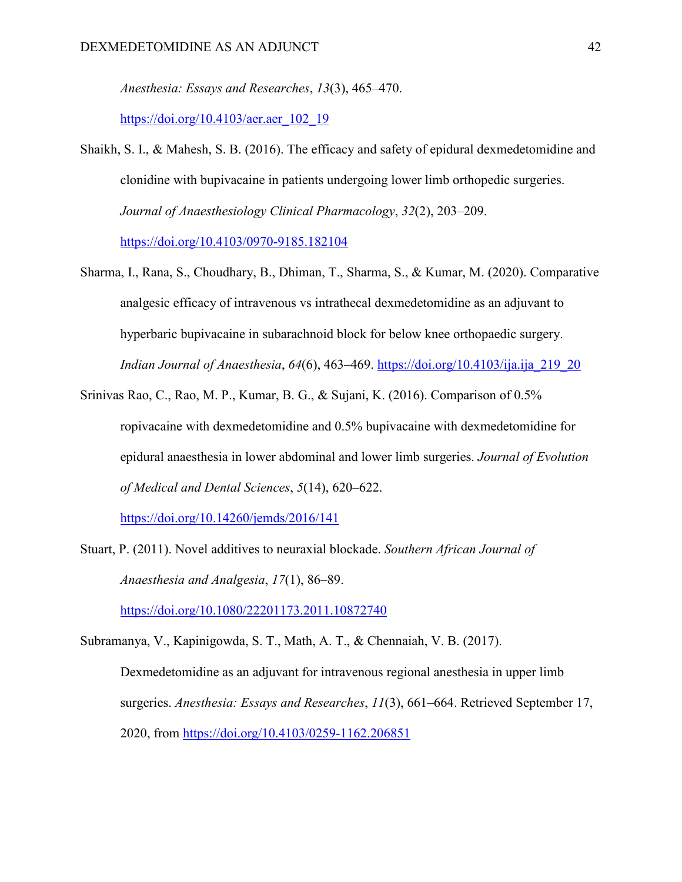*Anesthesia: Essays and Researches*, *13*(3), 465–470. https://doi.org/10.4103/aer.aer_102_19

Shaikh, S. I., & Mahesh, S. B. (2016). The efficacy and safety of epidural dexmedetomidine and clonidine with bupivacaine in patients undergoing lower limb orthopedic surgeries. *Journal of Anaesthesiology Clinical Pharmacology*, *32*(2), 203–209. https://doi.org/10.4103/0970-9185.182104

Sharma, I., Rana, S., Choudhary, B., Dhiman, T., Sharma, S., & Kumar, M. (2020). Comparative analgesic efficacy of intravenous vs intrathecal dexmedetomidine as an adjuvant to hyperbaric bupivacaine in subarachnoid block for below knee orthopaedic surgery. *Indian Journal of Anaesthesia*, *64*(6), 463–469. https://doi.org/10.4103/ija.ija_219_20

Srinivas Rao, C., Rao, M. P., Kumar, B. G., & Sujani, K. (2016). Comparison of 0.5% ropivacaine with dexmedetomidine and 0.5% bupivacaine with dexmedetomidine for epidural anaesthesia in lower abdominal and lower limb surgeries. *Journal of Evolution of Medical and Dental Sciences*, *5*(14), 620–622. https://doi.org/10.14260/jemds/2016/141

Stuart, P. (2011). Novel additives to neuraxial blockade. *Southern African Journal of Anaesthesia and Analgesia*, *17*(1), 86–89. https://doi.org/10.1080/22201173.2011.10872740

Subramanya, V., Kapinigowda, S. T., Math, A. T., & Chennaiah, V. B. (2017). Dexmedetomidine as an adjuvant for intravenous regional anesthesia in upper limb surgeries. *Anesthesia: Essays and Researches*, *11*(3), 661–664. Retrieved September 17, 2020, from https://doi.org/10.4103/0259-1162.206851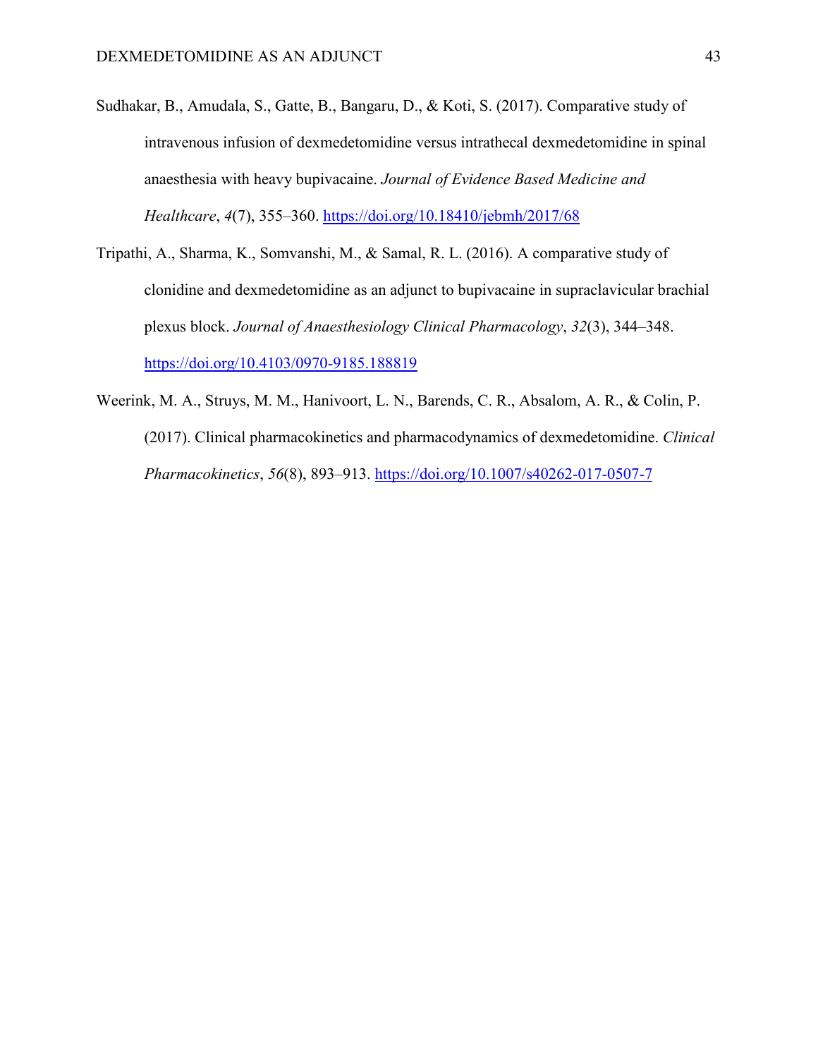Sudhakar, B., Amudala, S., Gatte, B., Bangaru, D., & Koti, S. (2017). Comparative study of intravenous infusion of dexmedetomidine versus intrathecal dexmedetomidine in spinal anaesthesia with heavy bupivacaine. *Journal of Evidence Based Medicine and Healthcare*, *4*(7), 355–360. https://doi.org/10.18410/jebmh/2017/68

Tripathi, A., Sharma, K., Somvanshi, M., & Samal, R. L. (2016). A comparative study of clonidine and dexmedetomidine as an adjunct to bupivacaine in supraclavicular brachial plexus block. *Journal of Anaesthesiology Clinical Pharmacology*, *32*(3), 344–348. https://doi.org/10.4103/0970-9185.188819

Weerink, M. A., Struys, M. M., Hanivoort, L. N., Barends, C. R., Absalom, A. R., & Colin, P. (2017). Clinical pharmacokinetics and pharmacodynamics of dexmedetomidine. *Clinical Pharmacokinetics*, *56*(8), 893–913. https://doi.org/10.1007/s40262-017-0507-7